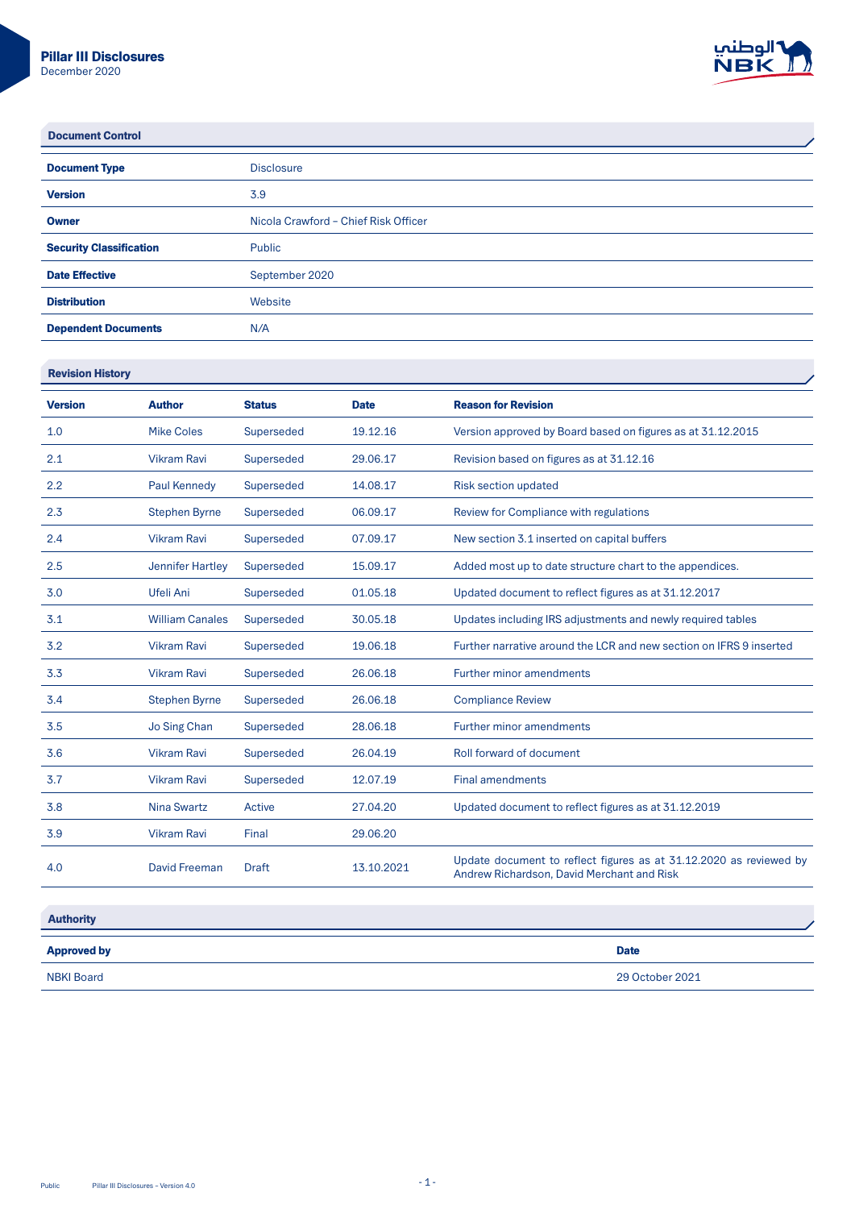# Pillar III Disclosures

December 2020

## Document Control

| | |
|---|---|
| **Document Type** | Disclosure |
| **Version** | 3.9 |
| **Owner** | Nicola Crawford – Chief Risk Officer |
| **Security Classification** | Public |
| **Date Effective** | September 2020 |
| **Distribution** | Website |
| **Dependent Documents** | N/A |

## Revision History

| Version | Author | Status | Date | Reason for Revision |
|---|---|---|---|---|
| 1.0 | Mike Coles | Superseded | 19.12.16 | Version approved by Board based on figures as at 31.12.2015 |
| 2.1 | Vikram Ravi | Superseded | 29.06.17 | Revision based on figures as at 31.12.16 |
| 2.2 | Paul Kennedy | Superseded | 14.08.17 | Risk section updated |
| 2.3 | Stephen Byrne | Superseded | 06.09.17 | Review for Compliance with regulations |
| 2.4 | Vikram Ravi | Superseded | 07.09.17 | New section 3.1 inserted on capital buffers |
| 2.5 | Jennifer Hartley | Superseded | 15.09.17 | Added most up to date structure chart to the appendices. |
| 3.0 | Ufeli Ani | Superseded | 01.05.18 | Updated document to reflect figures as at 31.12.2017 |
| 3.1 | William Canales | Superseded | 30.05.18 | Updates including IRS adjustments and newly required tables |
| 3.2 | Vikram Ravi | Superseded | 19.06.18 | Further narrative around the LCR and new section on IFRS 9 inserted |
| 3.3 | Vikram Ravi | Superseded | 26.06.18 | Further minor amendments |
| 3.4 | Stephen Byrne | Superseded | 26.06.18 | Compliance Review |
| 3.5 | Jo Sing Chan | Superseded | 28.06.18 | Further minor amendments |
| 3.6 | Vikram Ravi | Superseded | 26.04.19 | Roll forward of document |
| 3.7 | Vikram Ravi | Superseded | 12.07.19 | Final amendments |
| 3.8 | Nina Swartz | Active | 27.04.20 | Updated document to reflect figures as at 31.12.2019 |
| 3.9 | Vikram Ravi | Final | 29.06.20 | |
| 4.0 | David Freeman | Draft | 13.10.2021 | Update document to reflect figures as at 31.12.2020 as reviewed by Andrew Richardson, David Merchant and Risk |

## Authority

| Approved by | Date |
|---|---|
| NBKI Board | 29 October 2021 |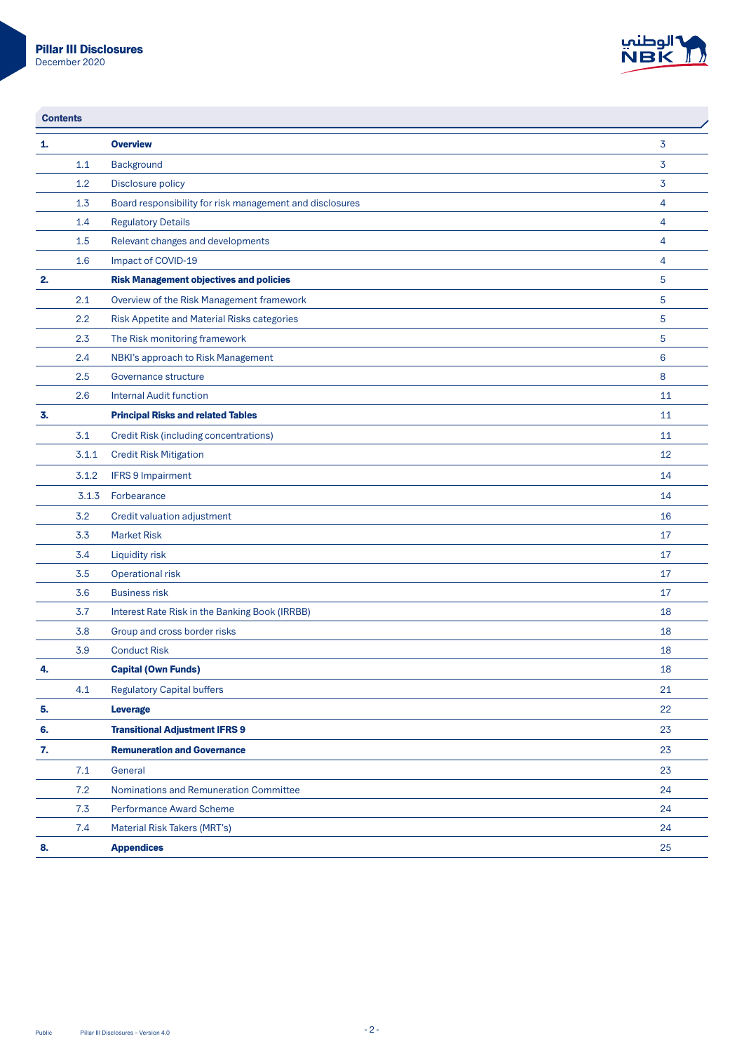## Contents

| | | | |
|---|---|---|---|
| **1.** | | **Overview** | 3 |
| | 1.1 | Background | 3 |
| | 1.2 | Disclosure policy | 3 |
| | 1.3 | Board responsibility for risk management and disclosures | 4 |
| | 1.4 | Regulatory Details | 4 |
| | 1.5 | Relevant changes and developments | 4 |
| | 1.6 | Impact of COVID-19 | 4 |
| **2.** | | **Risk Management objectives and policies** | 5 |
| | 2.1 | Overview of the Risk Management framework | 5 |
| | 2.2 | Risk Appetite and Material Risks categories | 5 |
| | 2.3 | The Risk monitoring framework | 5 |
| | 2.4 | NBKI's approach to Risk Management | 6 |
| | 2.5 | Governance structure | 8 |
| | 2.6 | Internal Audit function | 11 |
| **3.** | | **Principal Risks and related Tables** | 11 |
| | 3.1 | Credit Risk (including concentrations) | 11 |
| | 3.1.1 | Credit Risk Mitigation | 12 |
| | 3.1.2 | IFRS 9 Impairment | 14 |
| | 3.1.3 | Forbearance | 14 |
| | 3.2 | Credit valuation adjustment | 16 |
| | 3.3 | Market Risk | 17 |
| | 3.4 | Liquidity risk | 17 |
| | 3.5 | Operational risk | 17 |
| | 3.6 | Business risk | 17 |
| | 3.7 | Interest Rate Risk in the Banking Book (IRRBB) | 18 |
| | 3.8 | Group and cross border risks | 18 |
| | 3.9 | Conduct Risk | 18 |
| **4.** | | **Capital (Own Funds)** | 18 |
| | 4.1 | Regulatory Capital buffers | 21 |
| **5.** | | **Leverage** | 22 |
| **6.** | | **Transitional Adjustment IFRS 9** | 23 |
| **7.** | | **Remuneration and Governance** | 23 |
| | 7.1 | General | 23 |
| | 7.2 | Nominations and Remuneration Committee | 24 |
| | 7.3 | Performance Award Scheme | 24 |
| | 7.4 | Material Risk Takers (MRT's) | 24 |
| **8.** | | **Appendices** | 25 |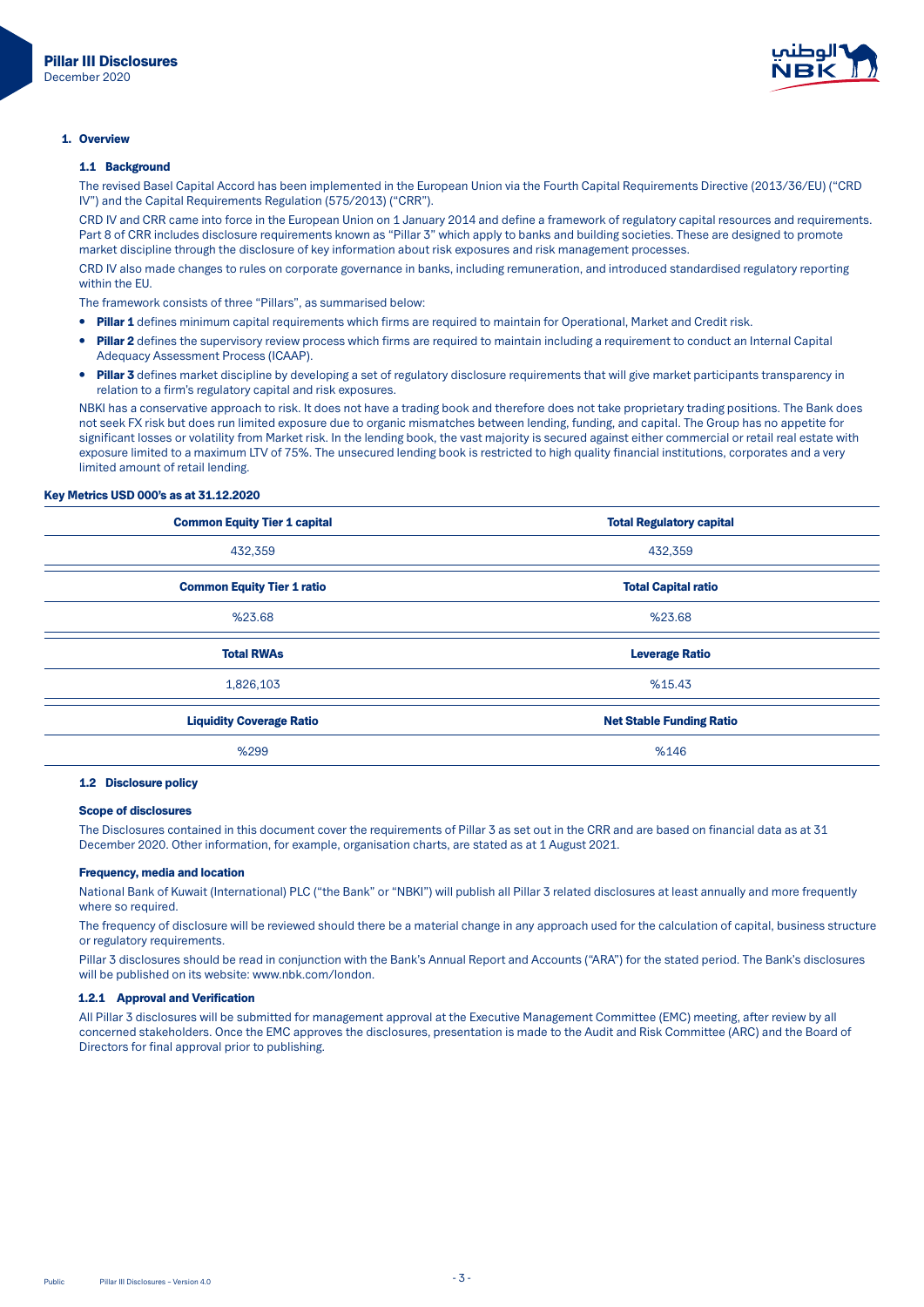## 1. Overview

### 1.1 Background

The revised Basel Capital Accord has been implemented in the European Union via the Fourth Capital Requirements Directive (2013/36/EU) ("CRD IV") and the Capital Requirements Regulation (575/2013) ("CRR").

CRD IV and CRR came into force in the European Union on 1 January 2014 and define a framework of regulatory capital resources and requirements. Part 8 of CRR includes disclosure requirements known as "Pillar 3" which apply to banks and building societies. These are designed to promote market discipline through the disclosure of key information about risk exposures and risk management processes.

CRD IV also made changes to rules on corporate governance in banks, including remuneration, and introduced standardised regulatory reporting within the EU.

The framework consists of three "Pillars", as summarised below:

- **Pillar 1** defines minimum capital requirements which firms are required to maintain for Operational, Market and Credit risk.
- **Pillar 2** defines the supervisory review process which firms are required to maintain including a requirement to conduct an Internal Capital Adequacy Assessment Process (ICAAP).
- **Pillar 3** defines market discipline by developing a set of regulatory disclosure requirements that will give market participants transparency in relation to a firm's regulatory capital and risk exposures.

NBKI has a conservative approach to risk. It does not have a trading book and therefore does not take proprietary trading positions. The Bank does not seek FX risk but does run limited exposure due to organic mismatches between lending, funding, and capital. The Group has no appetite for significant losses or volatility from Market risk. In the lending book, the vast majority is secured against either commercial or retail real estate with exposure limited to a maximum LTV of 75%. The unsecured lending book is restricted to high quality financial institutions, corporates and a very limited amount of retail lending.

**Key Metrics USD 000's as at 31.12.2020**

| Common Equity Tier 1 capital | Total Regulatory capital |
|---|---|
| 432,359 | 432,359 |
| **Common Equity Tier 1 ratio** | **Total Capital ratio** |
| %23.68 | %23.68 |
| **Total RWAs** | **Leverage Ratio** |
| 1,826,103 | %15.43 |
| **Liquidity Coverage Ratio** | **Net Stable Funding Ratio** |
| %299 | %146 |

### 1.2 Disclosure policy

**Scope of disclosures**

The Disclosures contained in this document cover the requirements of Pillar 3 as set out in the CRR and are based on financial data as at 31 December 2020. Other information, for example, organisation charts, are stated as at 1 August 2021.

**Frequency, media and location**

National Bank of Kuwait (International) PLC ("the Bank" or "NBKI") will publish all Pillar 3 related disclosures at least annually and more frequently where so required.

The frequency of disclosure will be reviewed should there be a material change in any approach used for the calculation of capital, business structure or regulatory requirements.

Pillar 3 disclosures should be read in conjunction with the Bank's Annual Report and Accounts ("ARA") for the stated period. The Bank's disclosures will be published on its website: www.nbk.com/london.

#### 1.2.1 Approval and Verification

All Pillar 3 disclosures will be submitted for management approval at the Executive Management Committee (EMC) meeting, after review by all concerned stakeholders. Once the EMC approves the disclosures, presentation is made to the Audit and Risk Committee (ARC) and the Board of Directors for final approval prior to publishing.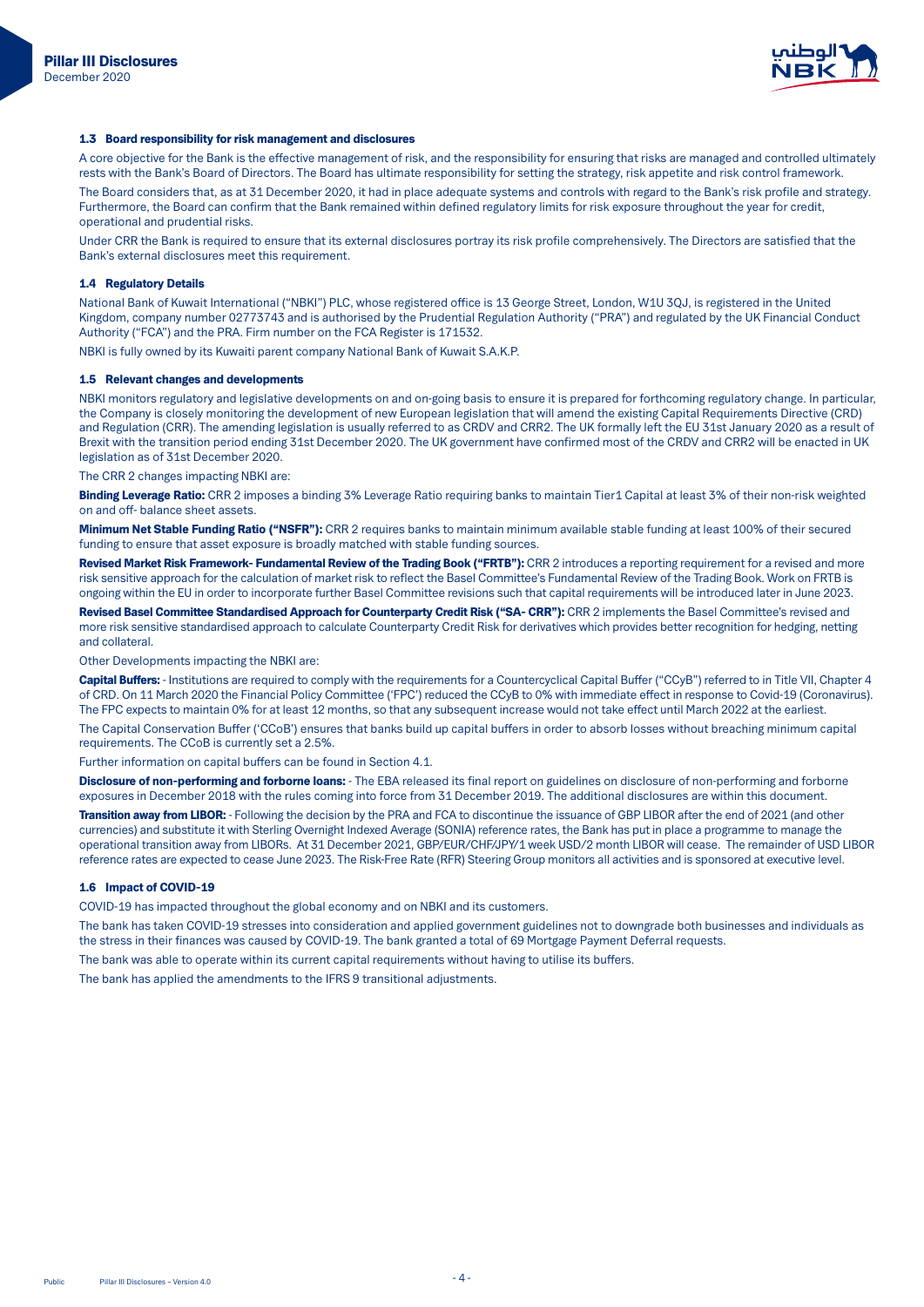### 1.3 Board responsibility for risk management and disclosures

A core objective for the Bank is the effective management of risk, and the responsibility for ensuring that risks are managed and controlled ultimately rests with the Bank's Board of Directors. The Board has ultimate responsibility for setting the strategy, risk appetite and risk control framework.

The Board considers that, as at 31 December 2020, it had in place adequate systems and controls with regard to the Bank's risk profile and strategy. Furthermore, the Board can confirm that the Bank remained within defined regulatory limits for risk exposure throughout the year for credit, operational and prudential risks.

Under CRR the Bank is required to ensure that its external disclosures portray its risk profile comprehensively. The Directors are satisfied that the Bank's external disclosures meet this requirement.

### 1.4 Regulatory Details

National Bank of Kuwait International ("NBKI") PLC, whose registered office is 13 George Street, London, W1U 3QJ, is registered in the United Kingdom, company number 02773743 and is authorised by the Prudential Regulation Authority ("PRA") and regulated by the UK Financial Conduct Authority ("FCA") and the PRA. Firm number on the FCA Register is 171532.

NBKI is fully owned by its Kuwaiti parent company National Bank of Kuwait S.A.K.P.

### 1.5 Relevant changes and developments

NBKI monitors regulatory and legislative developments on and on-going basis to ensure it is prepared for forthcoming regulatory change. In particular, the Company is closely monitoring the development of new European legislation that will amend the existing Capital Requirements Directive (CRD) and Regulation (CRR). The amending legislation is usually referred to as CRDV and CRR2. The UK formally left the EU 31st January 2020 as a result of Brexit with the transition period ending 31st December 2020. The UK government have confirmed most of the CRDV and CRR2 will be enacted in UK legislation as of 31st December 2020.

The CRR 2 changes impacting NBKI are:

**Binding Leverage Ratio:** CRR 2 imposes a binding 3% Leverage Ratio requiring banks to maintain Tier1 Capital at least 3% of their non-risk weighted on and off- balance sheet assets.

**Minimum Net Stable Funding Ratio ("NSFR"):** CRR 2 requires banks to maintain minimum available stable funding at least 100% of their secured funding to ensure that asset exposure is broadly matched with stable funding sources.

**Revised Market Risk Framework- Fundamental Review of the Trading Book ("FRTB"):** CRR 2 introduces a reporting requirement for a revised and more risk sensitive approach for the calculation of market risk to reflect the Basel Committee's Fundamental Review of the Trading Book. Work on FRTB is ongoing within the EU in order to incorporate further Basel Committee revisions such that capital requirements will be introduced later in June 2023.

**Revised Basel Committee Standardised Approach for Counterparty Credit Risk ("SA- CRR"):** CRR 2 implements the Basel Committee's revised and more risk sensitive standardised approach to calculate Counterparty Credit Risk for derivatives which provides better recognition for hedging, netting and collateral.

Other Developments impacting the NBKI are:

**Capital Buffers:** - Institutions are required to comply with the requirements for a Countercyclical Capital Buffer ("CCyB") referred to in Title VII, Chapter 4 of CRD. On 11 March 2020 the Financial Policy Committee ('FPC') reduced the CCyB to 0% with immediate effect in response to Covid-19 (Coronavirus). The FPC expects to maintain 0% for at least 12 months, so that any subsequent increase would not take effect until March 2022 at the earliest.

The Capital Conservation Buffer ('CCoB') ensures that banks build up capital buffers in order to absorb losses without breaching minimum capital requirements. The CCoB is currently set a 2.5%.

Further information on capital buffers can be found in Section 4.1.

**Disclosure of non-performing and forborne loans:** - The EBA released its final report on guidelines on disclosure of non-performing and forborne exposures in December 2018 with the rules coming into force from 31 December 2019. The additional disclosures are within this document.

**Transition away from LIBOR:** - Following the decision by the PRA and FCA to discontinue the issuance of GBP LIBOR after the end of 2021 (and other currencies) and substitute it with Sterling Overnight Indexed Average (SONIA) reference rates, the Bank has put in place a programme to manage the operational transition away from LIBORs. At 31 December 2021, GBP/EUR/CHF/JPY/1 week USD/2 month LIBOR will cease. The remainder of USD LIBOR reference rates are expected to cease June 2023. The Risk-Free Rate (RFR) Steering Group monitors all activities and is sponsored at executive level.

### 1.6 Impact of COVID-19

COVID-19 has impacted throughout the global economy and on NBKI and its customers.

The bank has taken COVID-19 stresses into consideration and applied government guidelines not to downgrade both businesses and individuals as the stress in their finances was caused by COVID-19. The bank granted a total of 69 Mortgage Payment Deferral requests.

The bank was able to operate within its current capital requirements without having to utilise its buffers.

The bank has applied the amendments to the IFRS 9 transitional adjustments.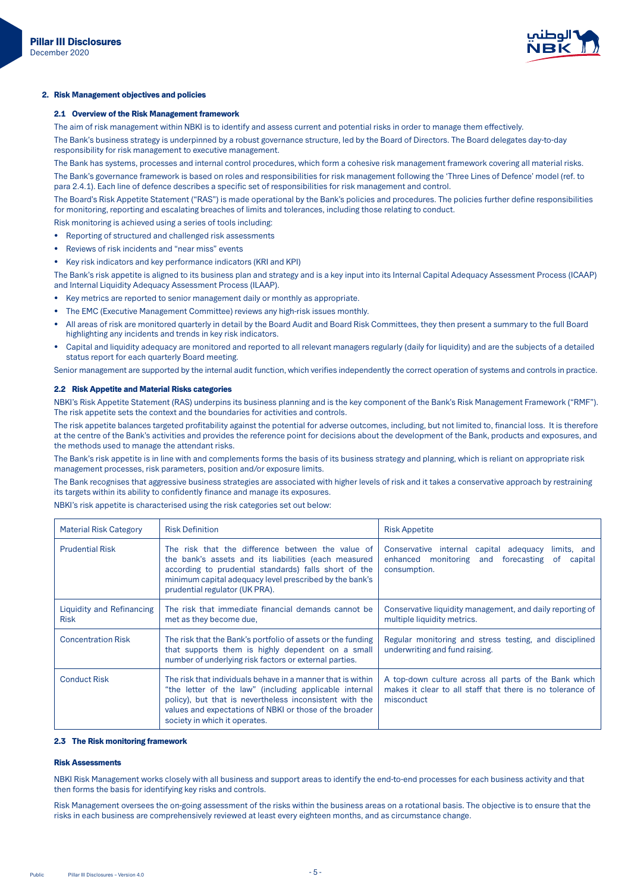## 2. Risk Management objectives and policies

### 2.1 Overview of the Risk Management framework

The aim of risk management within NBKI is to identify and assess current and potential risks in order to manage them effectively.

The Bank's business strategy is underpinned by a robust governance structure, led by the Board of Directors. The Board delegates day-to-day responsibility for risk management to executive management.

The Bank has systems, processes and internal control procedures, which form a cohesive risk management framework covering all material risks.

The Bank's governance framework is based on roles and responsibilities for risk management following the 'Three Lines of Defence' model (ref. to para 2.4.1). Each line of defence describes a specific set of responsibilities for risk management and control.

The Board's Risk Appetite Statement ("RAS") is made operational by the Bank's policies and procedures. The policies further define responsibilities for monitoring, reporting and escalating breaches of limits and tolerances, including those relating to conduct.

Risk monitoring is achieved using a series of tools including:

- Reporting of structured and challenged risk assessments
- Reviews of risk incidents and "near miss" events
- Key risk indicators and key performance indicators (KRI and KPI)

The Bank's risk appetite is aligned to its business plan and strategy and is a key input into its Internal Capital Adequacy Assessment Process (ICAAP) and Internal Liquidity Adequacy Assessment Process (ILAAP).

- Key metrics are reported to senior management daily or monthly as appropriate.
- The EMC (Executive Management Committee) reviews any high-risk issues monthly.
- All areas of risk are monitored quarterly in detail by the Board Audit and Board Risk Committees, they then present a summary to the full Board highlighting any incidents and trends in key risk indicators.
- Capital and liquidity adequacy are monitored and reported to all relevant managers regularly (daily for liquidity) and are the subjects of a detailed status report for each quarterly Board meeting.

Senior management are supported by the internal audit function, which verifies independently the correct operation of systems and controls in practice.

### 2.2 Risk Appetite and Material Risks categories

NBKI's Risk Appetite Statement (RAS) underpins its business planning and is the key component of the Bank's Risk Management Framework ("RMF"). The risk appetite sets the context and the boundaries for activities and controls.

The risk appetite balances targeted profitability against the potential for adverse outcomes, including, but not limited to, financial loss. It is therefore at the centre of the Bank's activities and provides the reference point for decisions about the development of the Bank, products and exposures, and the methods used to manage the attendant risks.

The Bank's risk appetite is in line with and complements forms the basis of its business strategy and planning, which is reliant on appropriate risk management processes, risk parameters, position and/or exposure limits.

The Bank recognises that aggressive business strategies are associated with higher levels of risk and it takes a conservative approach by restraining its targets within its ability to confidently finance and manage its exposures.

NBKI's risk appetite is characterised using the risk categories set out below:

| Material Risk Category | Risk Definition | Risk Appetite |
|---|---|---|
| Prudential Risk | The risk that the difference between the value of the bank's assets and its liabilities (each measured according to prudential standards) falls short of the minimum capital adequacy level prescribed by the bank's prudential regulator (UK PRA). | Conservative internal capital adequacy limits, and enhanced monitoring and forecasting of capital consumption. |
| Liquidity and Refinancing Risk | The risk that immediate financial demands cannot be met as they become due, | Conservative liquidity management, and daily reporting of multiple liquidity metrics. |
| Concentration Risk | The risk that the Bank's portfolio of assets or the funding that supports them is highly dependent on a small number of underlying risk factors or external parties. | Regular monitoring and stress testing, and disciplined underwriting and fund raising. |
| Conduct Risk | The risk that individuals behave in a manner that is within "the letter of the law" (including applicable internal policy), but that is nevertheless inconsistent with the values and expectations of NBKI or those of the broader society in which it operates. | A top-down culture across all parts of the Bank which makes it clear to all staff that there is no tolerance of misconduct |

### 2.3 The Risk monitoring framework

#### Risk Assessments

NBKI Risk Management works closely with all business and support areas to identify the end-to-end processes for each business activity and that then forms the basis for identifying key risks and controls.

Risk Management oversees the on-going assessment of the risks within the business areas on a rotational basis. The objective is to ensure that the risks in each business are comprehensively reviewed at least every eighteen months, and as circumstance change.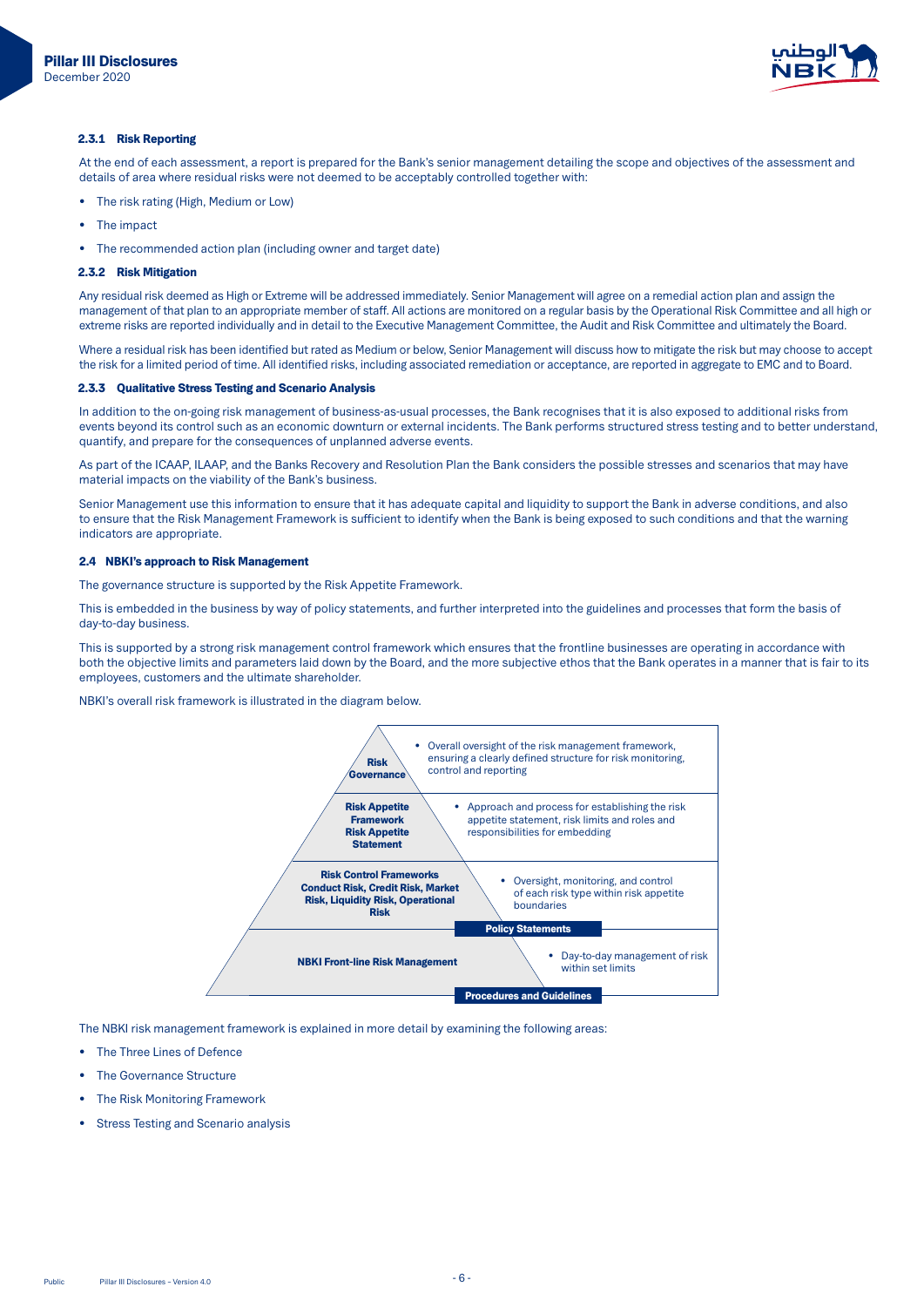### 2.3.1 Risk Reporting

At the end of each assessment, a report is prepared for the Bank's senior management detailing the scope and objectives of the assessment and details of area where residual risks were not deemed to be acceptably controlled together with:

- The risk rating (High, Medium or Low)
- The impact
- The recommended action plan (including owner and target date)

### 2.3.2 Risk Mitigation

Any residual risk deemed as High or Extreme will be addressed immediately. Senior Management will agree on a remedial action plan and assign the management of that plan to an appropriate member of staff. All actions are monitored on a regular basis by the Operational Risk Committee and all high or extreme risks are reported individually and in detail to the Executive Management Committee, the Audit and Risk Committee and ultimately the Board.

Where a residual risk has been identified but rated as Medium or below, Senior Management will discuss how to mitigate the risk but may choose to accept the risk for a limited period of time. All identified risks, including associated remediation or acceptance, are reported in aggregate to EMC and to Board.

### 2.3.3 Qualitative Stress Testing and Scenario Analysis

In addition to the on-going risk management of business-as-usual processes, the Bank recognises that it is also exposed to additional risks from events beyond its control such as an economic downturn or external incidents. The Bank performs structured stress testing and to better understand, quantify, and prepare for the consequences of unplanned adverse events.

As part of the ICAAP, ILAAP, and the Banks Recovery and Resolution Plan the Bank considers the possible stresses and scenarios that may have material impacts on the viability of the Bank's business.

Senior Management use this information to ensure that it has adequate capital and liquidity to support the Bank in adverse conditions, and also to ensure that the Risk Management Framework is sufficient to identify when the Bank is being exposed to such conditions and that the warning indicators are appropriate.

## 2.4 NBKI's approach to Risk Management

The governance structure is supported by the Risk Appetite Framework.

This is embedded in the business by way of policy statements, and further interpreted into the guidelines and processes that form the basis of day-to-day business.

This is supported by a strong risk management control framework which ensures that the frontline businesses are operating in accordance with both the objective limits and parameters laid down by the Board, and the more subjective ethos that the Bank operates in a manner that is fair to its employees, customers and the ultimate shareholder.

NBKI's overall risk framework is illustrated in the diagram below.

| Level | Description |
|---|---|
| **Risk Governance** | Overall oversight of the risk management framework, ensuring a clearly defined structure for risk monitoring, control and reporting |
| **Risk Appetite Framework Risk Appetite Statement** | Approach and process for establishing the risk appetite statement, risk limits and roles and responsibilities for embedding |
| **Risk Control Frameworks Conduct Risk, Credit Risk, Market Risk, Liquidity Risk, Operational Risk** | Oversight, monitoring, and control of each risk type within risk appetite boundaries |
| | **Policy Statements** |
| **NBKI Front-line Risk Management** | Day-to-day management of risk within set limits |
| | **Procedures and Guidelines** |

The NBKI risk management framework is explained in more detail by examining the following areas:

- The Three Lines of Defence
- The Governance Structure
- The Risk Monitoring Framework
- Stress Testing and Scenario analysis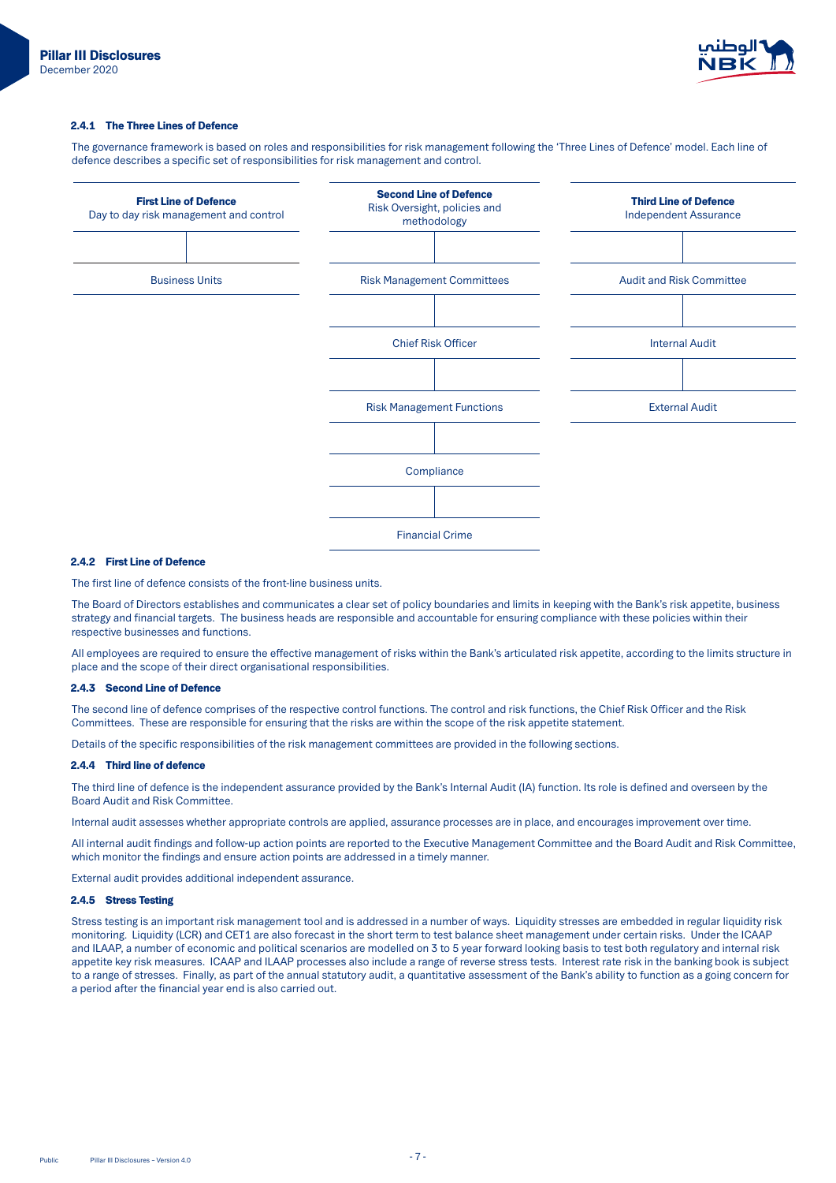#### 2.4.1 The Three Lines of Defence

The governance framework is based on roles and responsibilities for risk management following the 'Three Lines of Defence' model. Each line of defence describes a specific set of responsibilities for risk management and control.

| **First Line of Defence**<br>Day to day risk management and control | **Second Line of Defence**<br>Risk Oversight, policies and methodology | **Third Line of Defence**<br>Independent Assurance |
|---|---|---|
| Business Units | Risk Management Committees | Audit and Risk Committee |
| | Chief Risk Officer | Internal Audit |
| | Risk Management Functions | External Audit |
| | Compliance | |
| | Financial Crime | |

#### 2.4.2 First Line of Defence

The first line of defence consists of the front-line business units.

The Board of Directors establishes and communicates a clear set of policy boundaries and limits in keeping with the Bank's risk appetite, business strategy and financial targets. The business heads are responsible and accountable for ensuring compliance with these policies within their respective businesses and functions.

All employees are required to ensure the effective management of risks within the Bank's articulated risk appetite, according to the limits structure in place and the scope of their direct organisational responsibilities.

#### 2.4.3 Second Line of Defence

The second line of defence comprises of the respective control functions. The control and risk functions, the Chief Risk Officer and the Risk Committees. These are responsible for ensuring that the risks are within the scope of the risk appetite statement.

Details of the specific responsibilities of the risk management committees are provided in the following sections.

#### 2.4.4 Third line of defence

The third line of defence is the independent assurance provided by the Bank's Internal Audit (IA) function. Its role is defined and overseen by the Board Audit and Risk Committee.

Internal audit assesses whether appropriate controls are applied, assurance processes are in place, and encourages improvement over time.

All internal audit findings and follow-up action points are reported to the Executive Management Committee and the Board Audit and Risk Committee, which monitor the findings and ensure action points are addressed in a timely manner.

External audit provides additional independent assurance.

#### 2.4.5 Stress Testing

Stress testing is an important risk management tool and is addressed in a number of ways. Liquidity stresses are embedded in regular liquidity risk monitoring. Liquidity (LCR) and CET1 are also forecast in the short term to test balance sheet management under certain risks. Under the ICAAP and ILAAP, a number of economic and political scenarios are modelled on 3 to 5 year forward looking basis to test both regulatory and internal risk appetite key risk measures. ICAAP and ILAAP processes also include a range of reverse stress tests. Interest rate risk in the banking book is subject to a range of stresses. Finally, as part of the annual statutory audit, a quantitative assessment of the Bank's ability to function as a going concern for a period after the financial year end is also carried out.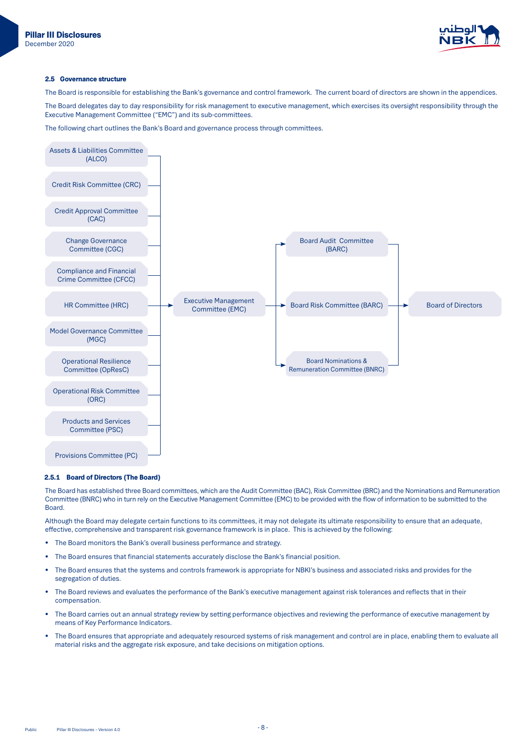### 2.5 Governance structure

The Board is responsible for establishing the Bank's governance and control framework. The current board of directors are shown in the appendices.

The Board delegates day to day responsibility for risk management to executive management, which exercises its oversight responsibility through the Executive Management Committee ("EMC") and its sub-committees.

The following chart outlines the Bank's Board and governance process through committees.

- Assets & Liabilities Committee (ALCO)
- Credit Risk Committee (CRC)
- Credit Approval Committee (CAC)
- Change Governance Committee (CGC)
- Compliance and Financial Crime Committee (CFCC)
- HR Committee (HRC)
- Model Governance Committee (MGC)
- Operational Resilience Committee (OpResC)
- Operational Risk Committee (ORC)
- Products and Services Committee (PSC)
- Provisions Committee (PC)

→ Executive Management Committee (EMC)

→ Board Audit Committee (BARC) / Board Risk Committee (BARC) / Board Nominations & Remuneration Committee (BNRC)

→ Board of Directors

#### 2.5.1 Board of Directors (The Board)

The Board has established three Board committees, which are the Audit Committee (BAC), Risk Committee (BRC) and the Nominations and Remuneration Committee (BNRC) who in turn rely on the Executive Management Committee (EMC) to be provided with the flow of information to be submitted to the Board.

Although the Board may delegate certain functions to its committees, it may not delegate its ultimate responsibility to ensure that an adequate, effective, comprehensive and transparent risk governance framework is in place. This is achieved by the following:

- The Board monitors the Bank's overall business performance and strategy.
- The Board ensures that financial statements accurately disclose the Bank's financial position.
- The Board ensures that the systems and controls framework is appropriate for NBKI's business and associated risks and provides for the segregation of duties.
- The Board reviews and evaluates the performance of the Bank's executive management against risk tolerances and reflects that in their compensation.
- The Board carries out an annual strategy review by setting performance objectives and reviewing the performance of executive management by means of Key Performance Indicators.
- The Board ensures that appropriate and adequately resourced systems of risk management and control are in place, enabling them to evaluate all material risks and the aggregate risk exposure, and take decisions on mitigation options.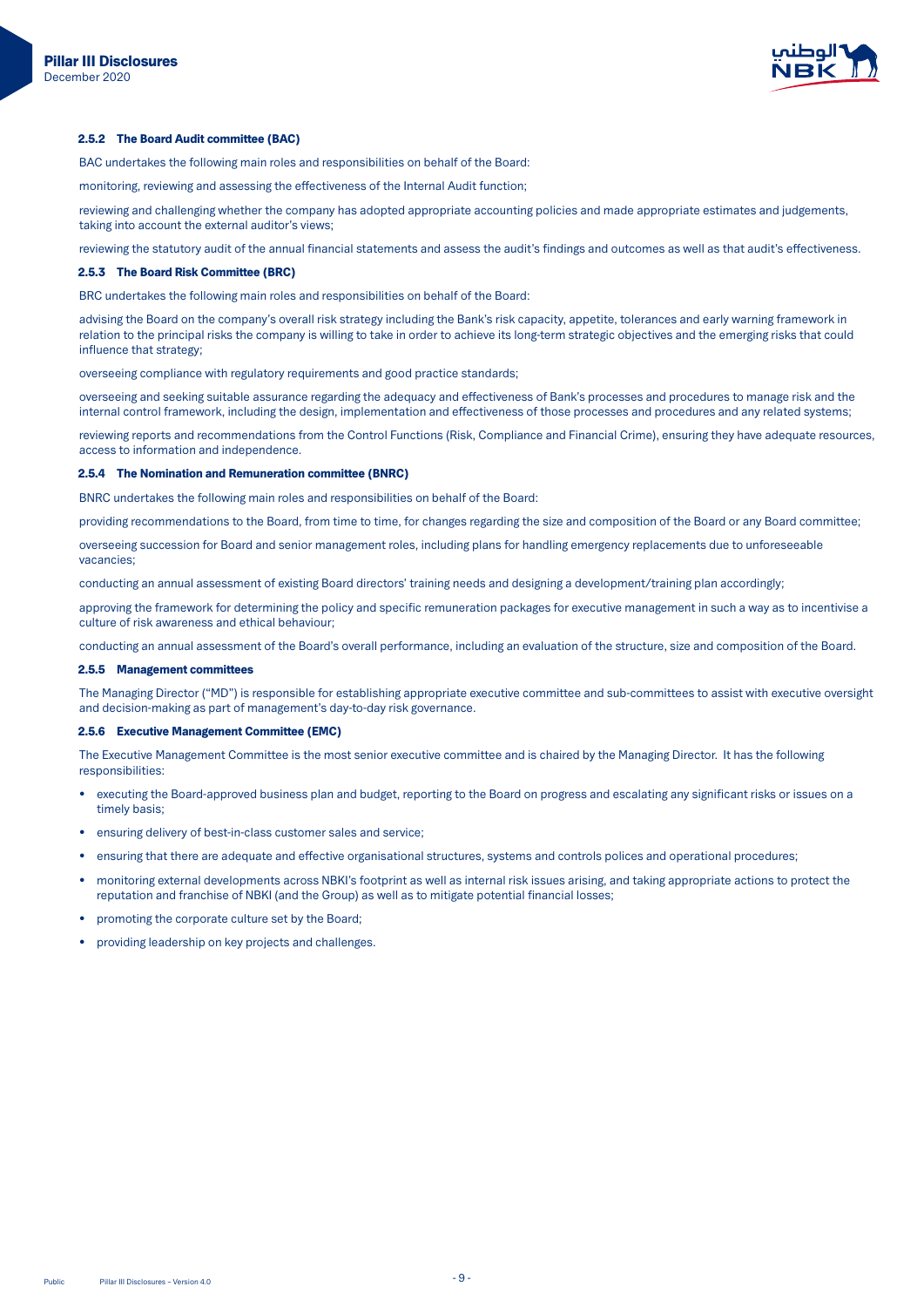#### 2.5.2 The Board Audit committee (BAC)

BAC undertakes the following main roles and responsibilities on behalf of the Board:

monitoring, reviewing and assessing the effectiveness of the Internal Audit function;

reviewing and challenging whether the company has adopted appropriate accounting policies and made appropriate estimates and judgements, taking into account the external auditor's views;

reviewing the statutory audit of the annual financial statements and assess the audit's findings and outcomes as well as that audit's effectiveness.

#### 2.5.3 The Board Risk Committee (BRC)

BRC undertakes the following main roles and responsibilities on behalf of the Board:

advising the Board on the company's overall risk strategy including the Bank's risk capacity, appetite, tolerances and early warning framework in relation to the principal risks the company is willing to take in order to achieve its long-term strategic objectives and the emerging risks that could influence that strategy;

overseeing compliance with regulatory requirements and good practice standards;

overseeing and seeking suitable assurance regarding the adequacy and effectiveness of Bank's processes and procedures to manage risk and the internal control framework, including the design, implementation and effectiveness of those processes and procedures and any related systems;

reviewing reports and recommendations from the Control Functions (Risk, Compliance and Financial Crime), ensuring they have adequate resources, access to information and independence.

#### 2.5.4 The Nomination and Remuneration committee (BNRC)

BNRC undertakes the following main roles and responsibilities on behalf of the Board:

providing recommendations to the Board, from time to time, for changes regarding the size and composition of the Board or any Board committee;

overseeing succession for Board and senior management roles, including plans for handling emergency replacements due to unforeseeable vacancies;

conducting an annual assessment of existing Board directors' training needs and designing a development/training plan accordingly;

approving the framework for determining the policy and specific remuneration packages for executive management in such a way as to incentivise a culture of risk awareness and ethical behaviour;

conducting an annual assessment of the Board's overall performance, including an evaluation of the structure, size and composition of the Board.

#### 2.5.5 Management committees

The Managing Director ("MD") is responsible for establishing appropriate executive committee and sub-committees to assist with executive oversight and decision-making as part of management's day-to-day risk governance.

#### 2.5.6 Executive Management Committee (EMC)

The Executive Management Committee is the most senior executive committee and is chaired by the Managing Director. It has the following responsibilities:

- executing the Board-approved business plan and budget, reporting to the Board on progress and escalating any significant risks or issues on a timely basis;
- ensuring delivery of best-in-class customer sales and service;
- ensuring that there are adequate and effective organisational structures, systems and controls polices and operational procedures;
- monitoring external developments across NBKI's footprint as well as internal risk issues arising, and taking appropriate actions to protect the reputation and franchise of NBKI (and the Group) as well as to mitigate potential financial losses;
- promoting the corporate culture set by the Board;
- providing leadership on key projects and challenges.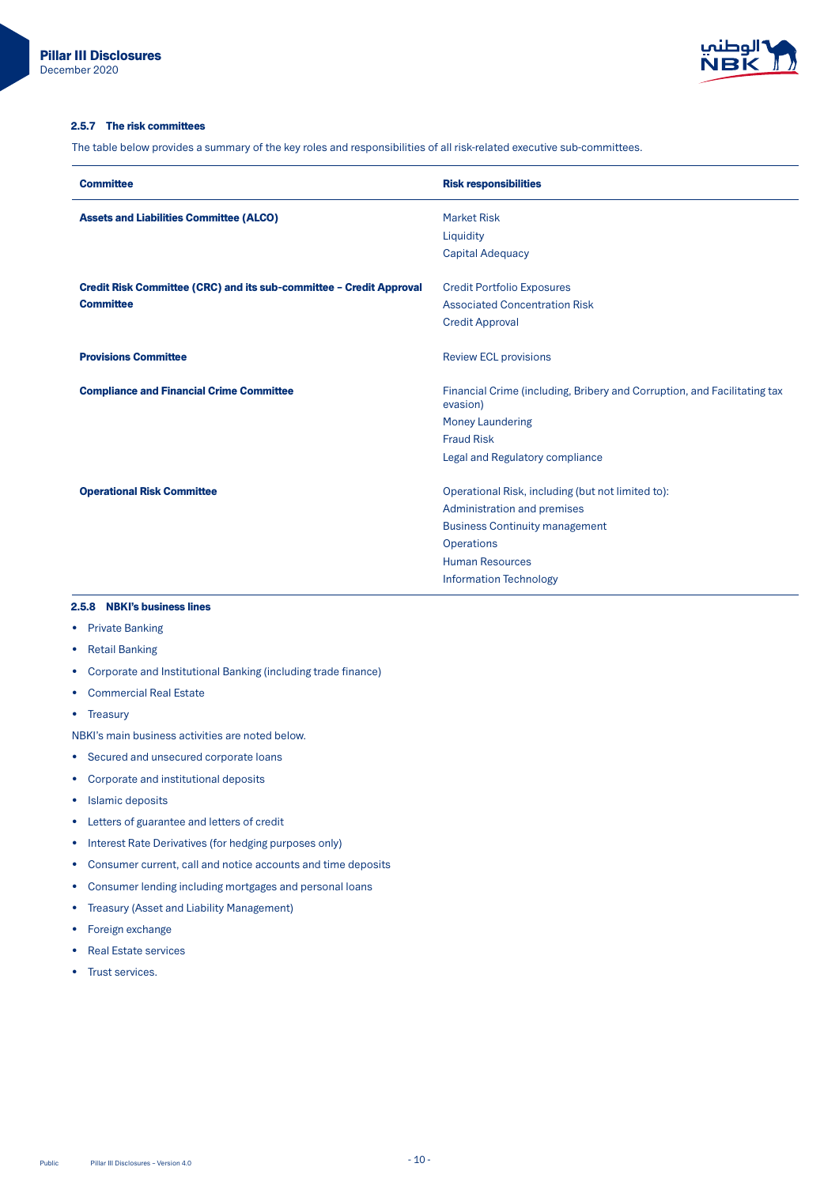### 2.5.7 The risk committees

The table below provides a summary of the key roles and responsibilities of all risk-related executive sub-committees.

| Committee | Risk responsibilities |
|---|---|
| **Assets and Liabilities Committee (ALCO)** | Market Risk<br>Liquidity<br>Capital Adequacy |
| **Credit Risk Committee (CRC) and its sub-committee – Credit Approval Committee** | Credit Portfolio Exposures<br>Associated Concentration Risk<br>Credit Approval |
| **Provisions Committee** | Review ECL provisions |
| **Compliance and Financial Crime Committee** | Financial Crime (including, Bribery and Corruption, and Facilitating tax evasion)<br>Money Laundering<br>Fraud Risk<br>Legal and Regulatory compliance |
| **Operational Risk Committee** | Operational Risk, including (but not limited to):<br>Administration and premises<br>Business Continuity management<br>Operations<br>Human Resources<br>Information Technology |

### 2.5.8 NBKI's business lines

- Private Banking
- Retail Banking
- Corporate and Institutional Banking (including trade finance)
- Commercial Real Estate
- Treasury

NBKI's main business activities are noted below.

- Secured and unsecured corporate loans
- Corporate and institutional deposits
- Islamic deposits
- Letters of guarantee and letters of credit
- Interest Rate Derivatives (for hedging purposes only)
- Consumer current, call and notice accounts and time deposits
- Consumer lending including mortgages and personal loans
- Treasury (Asset and Liability Management)
- Foreign exchange
- Real Estate services
- Trust services.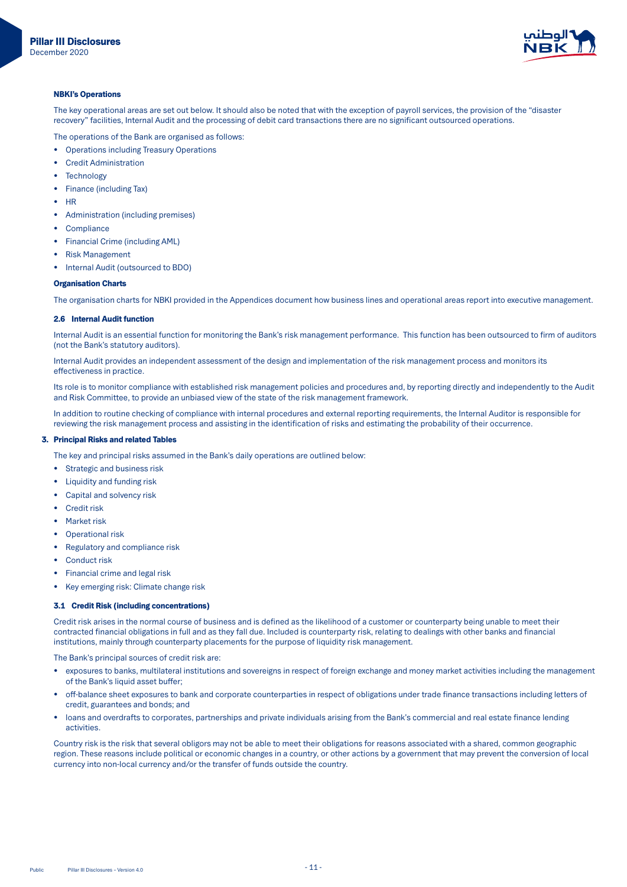#### NBKI's Operations

The key operational areas are set out below. It should also be noted that with the exception of payroll services, the provision of the "disaster recovery" facilities, Internal Audit and the processing of debit card transactions there are no significant outsourced operations.

The operations of the Bank are organised as follows:

- Operations including Treasury Operations
- Credit Administration
- Technology
- Finance (including Tax)
- HR
- Administration (including premises)
- Compliance
- Financial Crime (including AML)
- Risk Management
- Internal Audit (outsourced to BDO)

#### Organisation Charts

The organisation charts for NBKI provided in the Appendices document how business lines and operational areas report into executive management.

### 2.6 Internal Audit function

Internal Audit is an essential function for monitoring the Bank's risk management performance. This function has been outsourced to firm of auditors (not the Bank's statutory auditors).

Internal Audit provides an independent assessment of the design and implementation of the risk management process and monitors its effectiveness in practice.

Its role is to monitor compliance with established risk management policies and procedures and, by reporting directly and independently to the Audit and Risk Committee, to provide an unbiased view of the state of the risk management framework.

In addition to routine checking of compliance with internal procedures and external reporting requirements, the Internal Auditor is responsible for reviewing the risk management process and assisting in the identification of risks and estimating the probability of their occurrence.

## 3. Principal Risks and related Tables

The key and principal risks assumed in the Bank's daily operations are outlined below:

- Strategic and business risk
- Liquidity and funding risk
- Capital and solvency risk
- Credit risk
- Market risk
- Operational risk
- Regulatory and compliance risk
- Conduct risk
- Financial crime and legal risk
- Key emerging risk: Climate change risk

### 3.1 Credit Risk (including concentrations)

Credit risk arises in the normal course of business and is defined as the likelihood of a customer or counterparty being unable to meet their contracted financial obligations in full and as they fall due. Included is counterparty risk, relating to dealings with other banks and financial institutions, mainly through counterparty placements for the purpose of liquidity risk management.

The Bank's principal sources of credit risk are:

- exposures to banks, multilateral institutions and sovereigns in respect of foreign exchange and money market activities including the management of the Bank's liquid asset buffer;
- off-balance sheet exposures to bank and corporate counterparties in respect of obligations under trade finance transactions including letters of credit, guarantees and bonds; and
- loans and overdrafts to corporates, partnerships and private individuals arising from the Bank's commercial and real estate finance lending activities.

Country risk is the risk that several obligors may not be able to meet their obligations for reasons associated with a shared, common geographic region. These reasons include political or economic changes in a country, or other actions by a government that may prevent the conversion of local currency into non-local currency and/or the transfer of funds outside the country.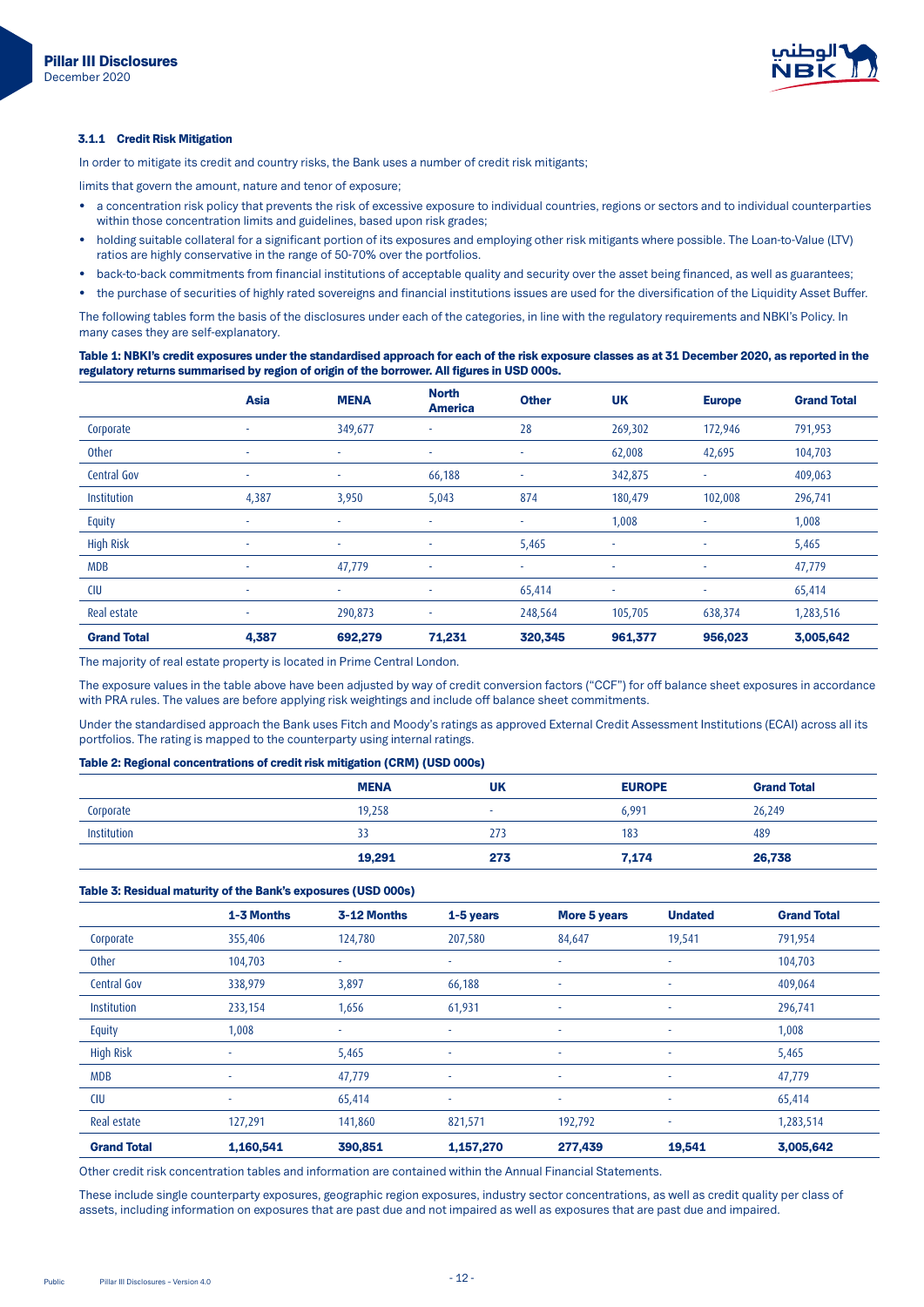### 3.1.1 Credit Risk Mitigation

In order to mitigate its credit and country risks, the Bank uses a number of credit risk mitigants;

limits that govern the amount, nature and tenor of exposure;

- a concentration risk policy that prevents the risk of excessive exposure to individual countries, regions or sectors and to individual counterparties within those concentration limits and guidelines, based upon risk grades;
- holding suitable collateral for a significant portion of its exposures and employing other risk mitigants where possible. The Loan-to-Value (LTV) ratios are highly conservative in the range of 50-70% over the portfolios.
- back-to-back commitments from financial institutions of acceptable quality and security over the asset being financed, as well as guarantees;
- the purchase of securities of highly rated sovereigns and financial institutions issues are used for the diversification of the Liquidity Asset Buffer.

The following tables form the basis of the disclosures under each of the categories, in line with the regulatory requirements and NBKI's Policy. In many cases they are self-explanatory.

**Table 1: NBKI's credit exposures under the standardised approach for each of the risk exposure classes as at 31 December 2020, as reported in the regulatory returns summarised by region of origin of the borrower. All figures in USD 000s.**

| | Asia | MENA | North America | Other | UK | Europe | Grand Total |
|---|---|---|---|---|---|---|---|
| Corporate | - | 349,677 | - | 28 | 269,302 | 172,946 | 791,953 |
| Other | - | - | - | - | 62,008 | 42,695 | 104,703 |
| Central Gov | - | - | 66,188 | - | 342,875 | - | 409,063 |
| Institution | 4,387 | 3,950 | 5,043 | 874 | 180,479 | 102,008 | 296,741 |
| Equity | - | - | - | - | 1,008 | - | 1,008 |
| High Risk | - | - | - | 5,465 | - | - | 5,465 |
| MDB | - | 47,779 | - | - | - | - | 47,779 |
| CIU | - | - | - | 65,414 | - | - | 65,414 |
| Real estate | - | 290,873 | - | 248,564 | 105,705 | 638,374 | 1,283,516 |
| **Grand Total** | **4,387** | **692,279** | **71,231** | **320,345** | **961,377** | **956,023** | **3,005,642** |

The majority of real estate property is located in Prime Central London.

The exposure values in the table above have been adjusted by way of credit conversion factors ("CCF") for off balance sheet exposures in accordance with PRA rules. The values are before applying risk weightings and include off balance sheet commitments.

Under the standardised approach the Bank uses Fitch and Moody's ratings as approved External Credit Assessment Institutions (ECAI) across all its portfolios. The rating is mapped to the counterparty using internal ratings.

**Table 2: Regional concentrations of credit risk mitigation (CRM) (USD 000s)**

| | MENA | UK | EUROPE | Grand Total |
|---|---|---|---|---|
| Corporate | 19,258 | - | 6,991 | 26,249 |
| Institution | 33 | 273 | 183 | 489 |
| | **19,291** | **273** | **7,174** | **26,738** |

**Table 3: Residual maturity of the Bank's exposures (USD 000s)**

| | 1-3 Months | 3-12 Months | 1-5 years | More 5 years | Undated | Grand Total |
|---|---|---|---|---|---|---|
| Corporate | 355,406 | 124,780 | 207,580 | 84,647 | 19,541 | 791,954 |
| Other | 104,703 | - | - | - | - | 104,703 |
| Central Gov | 338,979 | 3,897 | 66,188 | - | - | 409,064 |
| Institution | 233,154 | 1,656 | 61,931 | - | - | 296,741 |
| Equity | 1,008 | - | - | - | - | 1,008 |
| High Risk | - | 5,465 | - | - | - | 5,465 |
| MDB | - | 47,779 | - | - | - | 47,779 |
| CIU | - | 65,414 | - | - | - | 65,414 |
| Real estate | 127,291 | 141,860 | 821,571 | 192,792 | - | 1,283,514 |
| **Grand Total** | **1,160,541** | **390,851** | **1,157,270** | **277,439** | **19,541** | **3,005,642** |

Other credit risk concentration tables and information are contained within the Annual Financial Statements.

These include single counterparty exposures, geographic region exposures, industry sector concentrations, as well as credit quality per class of assets, including information on exposures that are past due and not impaired as well as exposures that are past due and impaired.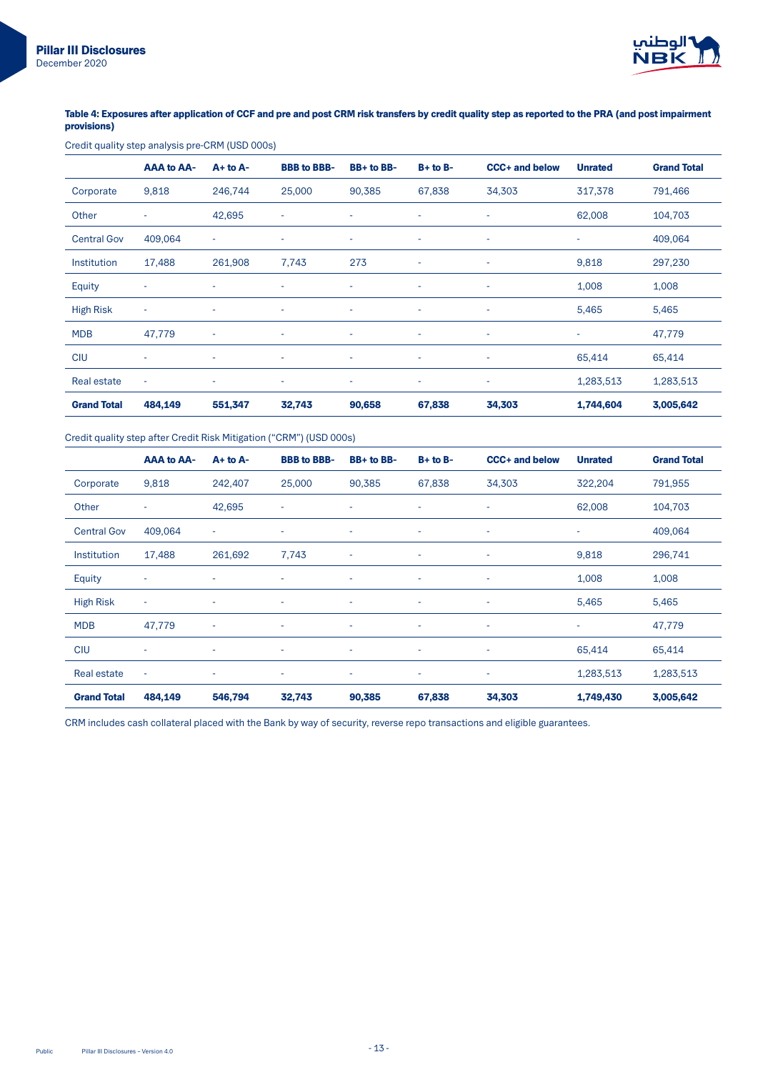**Table 4: Exposures after application of CCF and pre and post CRM risk transfers by credit quality step as reported to the PRA (and post impairment provisions)**

Credit quality step analysis pre-CRM (USD 000s)

| | AAA to AA- | A+ to A- | BBB to BBB- | BB+ to BB- | B+ to B- | CCC+ and below | Unrated | Grand Total |
|---|---|---|---|---|---|---|---|---|
| Corporate | 9,818 | 246,744 | 25,000 | 90,385 | 67,838 | 34,303 | 317,378 | 791,466 |
| Other | - | 42,695 | - | - | - | - | 62,008 | 104,703 |
| Central Gov | 409,064 | - | - | - | - | - | - | 409,064 |
| Institution | 17,488 | 261,908 | 7,743 | 273 | - | - | 9,818 | 297,230 |
| Equity | - | - | - | - | - | - | 1,008 | 1,008 |
| High Risk | - | - | - | - | - | - | 5,465 | 5,465 |
| MDB | 47,779 | - | - | - | - | - | - | 47,779 |
| CIU | - | - | - | - | - | - | 65,414 | 65,414 |
| Real estate | - | - | - | - | - | - | 1,283,513 | 1,283,513 |
| **Grand Total** | **484,149** | **551,347** | **32,743** | **90,658** | **67,838** | **34,303** | **1,744,604** | **3,005,642** |

Credit quality step after Credit Risk Mitigation ("CRM") (USD 000s)

| | AAA to AA- | A+ to A- | BBB to BBB- | BB+ to BB- | B+ to B- | CCC+ and below | Unrated | Grand Total |
|---|---|---|---|---|---|---|---|---|
| Corporate | 9,818 | 242,407 | 25,000 | 90,385 | 67,838 | 34,303 | 322,204 | 791,955 |
| Other | - | 42,695 | - | - | - | - | 62,008 | 104,703 |
| Central Gov | 409,064 | - | - | - | - | - | - | 409,064 |
| Institution | 17,488 | 261,692 | 7,743 | - | - | - | 9,818 | 296,741 |
| Equity | - | - | - | - | - | - | 1,008 | 1,008 |
| High Risk | - | - | - | - | - | - | 5,465 | 5,465 |
| MDB | 47,779 | - | - | - | - | - | - | 47,779 |
| CIU | - | - | - | - | - | - | 65,414 | 65,414 |
| Real estate | - | - | - | - | - | - | 1,283,513 | 1,283,513 |
| **Grand Total** | **484,149** | **546,794** | **32,743** | **90,385** | **67,838** | **34,303** | **1,749,430** | **3,005,642** |

CRM includes cash collateral placed with the Bank by way of security, reverse repo transactions and eligible guarantees.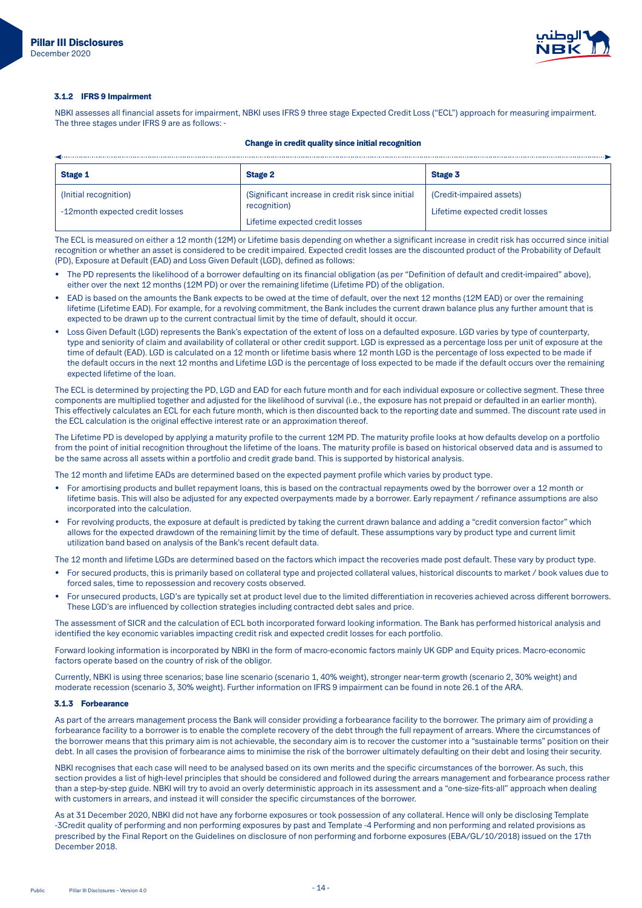### 3.1.2 IFRS 9 Impairment

NBKI assesses all financial assets for impairment, NBKI uses IFRS 9 three stage Expected Credit Loss ("ECL") approach for measuring impairment. The three stages under IFRS 9 are as follows: -

**Change in credit quality since initial recognition**

| Stage 1 | Stage 2 | Stage 3 |
|---|---|---|
| (Initial recognition)<br>-12month expected credit losses | (Significant increase in credit risk since initial recognition)<br>Lifetime expected credit losses | (Credit-impaired assets)<br>Lifetime expected credit losses |

The ECL is measured on either a 12 month (12M) or Lifetime basis depending on whether a significant increase in credit risk has occurred since initial recognition or whether an asset is considered to be credit impaired. Expected credit losses are the discounted product of the Probability of Default (PD), Exposure at Default (EAD) and Loss Given Default (LGD), defined as follows:

- The PD represents the likelihood of a borrower defaulting on its financial obligation (as per "Definition of default and credit-impaired" above), either over the next 12 months (12M PD) or over the remaining lifetime (Lifetime PD) of the obligation.
- EAD is based on the amounts the Bank expects to be owed at the time of default, over the next 12 months (12M EAD) or over the remaining lifetime (Lifetime EAD). For example, for a revolving commitment, the Bank includes the current drawn balance plus any further amount that is expected to be drawn up to the current contractual limit by the time of default, should it occur.
- Loss Given Default (LGD) represents the Bank's expectation of the extent of loss on a defaulted exposure. LGD varies by type of counterparty, type and seniority of claim and availability of collateral or other credit support. LGD is expressed as a percentage loss per unit of exposure at the time of default (EAD). LGD is calculated on a 12 month or lifetime basis where 12 month LGD is the percentage of loss expected to be made if the default occurs in the next 12 months and Lifetime LGD is the percentage of loss expected to be made if the default occurs over the remaining expected lifetime of the loan.

The ECL is determined by projecting the PD, LGD and EAD for each future month and for each individual exposure or collective segment. These three components are multiplied together and adjusted for the likelihood of survival (i.e., the exposure has not prepaid or defaulted in an earlier month). This effectively calculates an ECL for each future month, which is then discounted back to the reporting date and summed. The discount rate used in the ECL calculation is the original effective interest rate or an approximation thereof.

The Lifetime PD is developed by applying a maturity profile to the current 12M PD. The maturity profile looks at how defaults develop on a portfolio from the point of initial recognition throughout the lifetime of the loans. The maturity profile is based on historical observed data and is assumed to be the same across all assets within a portfolio and credit grade band. This is supported by historical analysis.

The 12 month and lifetime EADs are determined based on the expected payment profile which varies by product type.

- For amortising products and bullet repayment loans, this is based on the contractual repayments owed by the borrower over a 12 month or lifetime basis. This will also be adjusted for any expected overpayments made by a borrower. Early repayment / refinance assumptions are also incorporated into the calculation.
- For revolving products, the exposure at default is predicted by taking the current drawn balance and adding a "credit conversion factor" which allows for the expected drawdown of the remaining limit by the time of default. These assumptions vary by product type and current limit utilization band based on analysis of the Bank's recent default data.

The 12 month and lifetime LGDs are determined based on the factors which impact the recoveries made post default. These vary by product type.

- For secured products, this is primarily based on collateral type and projected collateral values, historical discounts to market / book values due to forced sales, time to repossession and recovery costs observed.
- For unsecured products, LGD's are typically set at product level due to the limited differentiation in recoveries achieved across different borrowers. These LGD's are influenced by collection strategies including contracted debt sales and price.

The assessment of SICR and the calculation of ECL both incorporated forward looking information. The Bank has performed historical analysis and identified the key economic variables impacting credit risk and expected credit losses for each portfolio.

Forward looking information is incorporated by NBKI in the form of macro-economic factors mainly UK GDP and Equity prices. Macro-economic factors operate based on the country of risk of the obligor.

Currently, NBKI is using three scenarios; base line scenario (scenario 1, 40% weight), stronger near-term growth (scenario 2, 30% weight) and moderate recession (scenario 3, 30% weight). Further information on IFRS 9 impairment can be found in note 26.1 of the ARA.

### 3.1.3 Forbearance

As part of the arrears management process the Bank will consider providing a forbearance facility to the borrower. The primary aim of providing a forbearance facility to a borrower is to enable the complete recovery of the debt through the full repayment of arrears. Where the circumstances of the borrower means that this primary aim is not achievable, the secondary aim is to recover the customer into a "sustainable terms" position on their debt. In all cases the provision of forbearance aims to minimise the risk of the borrower ultimately defaulting on their debt and losing their security.

NBKI recognises that each case will need to be analysed based on its own merits and the specific circumstances of the borrower. As such, this section provides a list of high-level principles that should be considered and followed during the arrears management and forbearance process rather than a step-by-step guide. NBKI will try to avoid an overly deterministic approach in its assessment and a "one-size-fits-all" approach when dealing with customers in arrears, and instead it will consider the specific circumstances of the borrower.

As at 31 December 2020, NBKI did not have any forborne exposures or took possession of any collateral. Hence will only be disclosing Template -3Credit quality of performing and non performing exposures by past and Template -4 Performing and non performing and related provisions as prescribed by the Final Report on the Guidelines on disclosure of non performing and forborne exposures (EBA/GL/10/2018) issued on the 17th December 2018.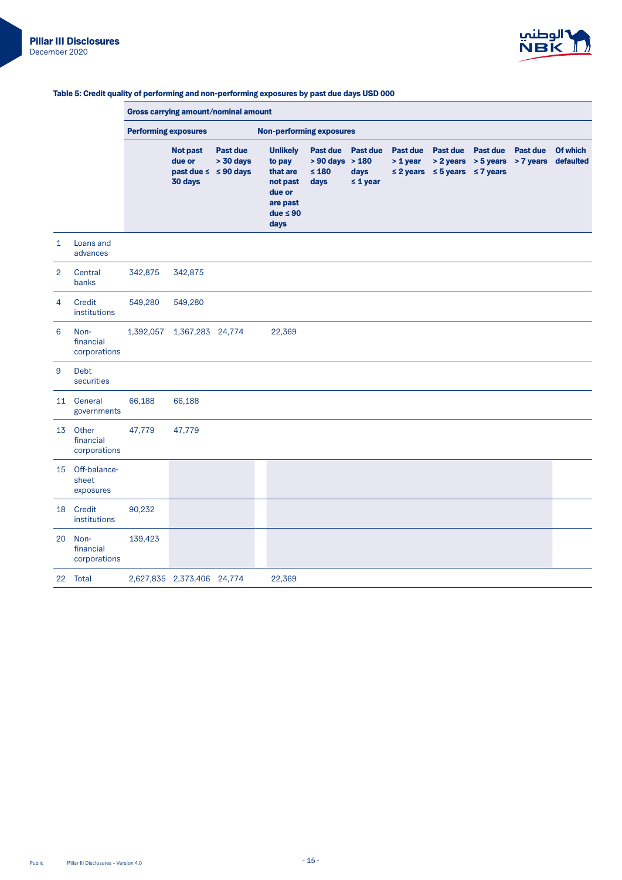**Table 5: Credit quality of performing and non-performing exposures by past due days USD 000**

| | | Gross carrying amount/nominal amount | | | | | | | | | | |
|---|---|---|---|---|---|---|---|---|---|---|---|---|
| | | Performing exposures | | | Non-performing exposures | | | | | | | |
| | | | Not past due or past due ≤ 30 days | Past due > 30 days ≤ 90 days | | Unlikely to pay that are not past due or are past due ≤ 90 days | Past due > 90 days ≤ 180 days | Past due > 180 days ≤ 1 year | Past due > 1 year ≤ 2 years | Past due > 2 years ≤ 5 years | Past due > 5 years ≤ 7 years | Past due > 7 years | Of which defaulted |
| 1 | Loans and advances | | | | | | | | | | | | |
| 2 | Central banks | 342,875 | 342,875 | | | | | | | | | | |
| 4 | Credit institutions | 549,280 | 549,280 | | | | | | | | | | |
| 6 | Non-financial corporations | 1,392,057 | 1,367,283 | 24,774 | | 22,369 | | | | | | | |
| 9 | Debt securities | | | | | | | | | | | | |
| 11 | General governments | 66,188 | 66,188 | | | | | | | | | | |
| 13 | Other financial corporations | 47,779 | 47,779 | | | | | | | | | | |
| 15 | Off-balance-sheet exposures | | | | | | | | | | | | |
| 18 | Credit institutions | 90,232 | | | | | | | | | | | |
| 20 | Non-financial corporations | 139,423 | | | | | | | | | | | |
| 22 | Total | 2,627,835 | 2,373,406 | 24,774 | | 22,369 | | | | | | | |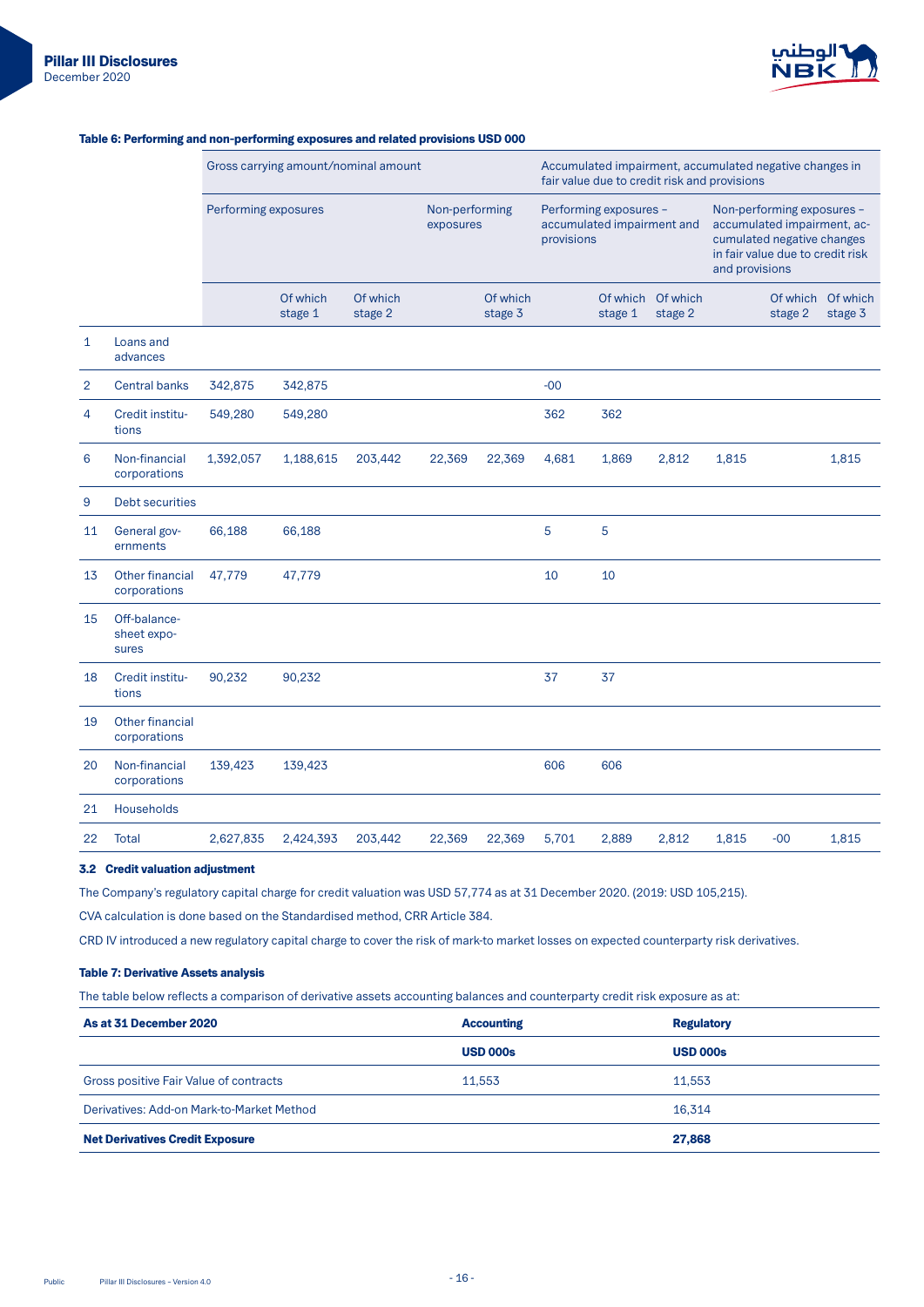#### Table 6: Performing and non-performing exposures and related provisions USD 000

| | | Gross carrying amount/nominal amount | | | | | Accumulated impairment, accumulated negative changes in fair value due to credit risk and provisions | | | | | |
|---|---|---|---|---|---|---|---|---|---|---|---|---|
| | | Performing exposures | | | Non-performing exposures | | Performing exposures – accumulated impairment and provisions | | | Non-performing exposures – accumulated impairment, accumulated negative changes in fair value due to credit risk and provisions | | |
| | | | Of which stage 1 | Of which stage 2 | | Of which stage 3 | | Of which stage 1 | Of which stage 2 | | Of which stage 2 | Of which stage 3 |
| 1 | Loans and advances | | | | | | | | | | | |
| 2 | Central banks | 342,875 | 342,875 | | | | -00 | | | | | |
| 4 | Credit institutions | 549,280 | 549,280 | | | | 362 | 362 | | | | |
| 6 | Non-financial corporations | 1,392,057 | 1,188,615 | 203,442 | 22,369 | 22,369 | 4,681 | 1,869 | 2,812 | 1,815 | | 1,815 |
| 9 | Debt securities | | | | | | | | | | | |
| 11 | General governments | 66,188 | 66,188 | | | | 5 | 5 | | | | |
| 13 | Other financial corporations | 47,779 | 47,779 | | | | 10 | 10 | | | | |
| 15 | Off-balance-sheet exposures | | | | | | | | | | | |
| 18 | Credit institutions | 90,232 | 90,232 | | | | 37 | 37 | | | | |
| 19 | Other financial corporations | | | | | | | | | | | |
| 20 | Non-financial corporations | 139,423 | 139,423 | | | | 606 | 606 | | | | |
| 21 | Households | | | | | | | | | | | |
| 22 | Total | 2,627,835 | 2,424,393 | 203,442 | 22,369 | 22,369 | 5,701 | 2,889 | 2,812 | 1,815 | -00 | 1,815 |

### 3.2 Credit valuation adjustment

The Company's regulatory capital charge for credit valuation was USD 57,774 as at 31 December 2020. (2019: USD 105,215).

CVA calculation is done based on the Standardised method, CRR Article 384.

CRD IV introduced a new regulatory capital charge to cover the risk of mark-to market losses on expected counterparty risk derivatives.

#### Table 7: Derivative Assets analysis

The table below reflects a comparison of derivative assets accounting balances and counterparty credit risk exposure as at:

| **As at 31 December 2020** | **Accounting** | **Regulatory** |
|---|---|---|
| | **USD 000s** | **USD 000s** |
| Gross positive Fair Value of contracts | 11,553 | 11,553 |
| Derivatives: Add-on Mark-to-Market Method | | 16,314 |
| **Net Derivatives Credit Exposure** | | **27,868** |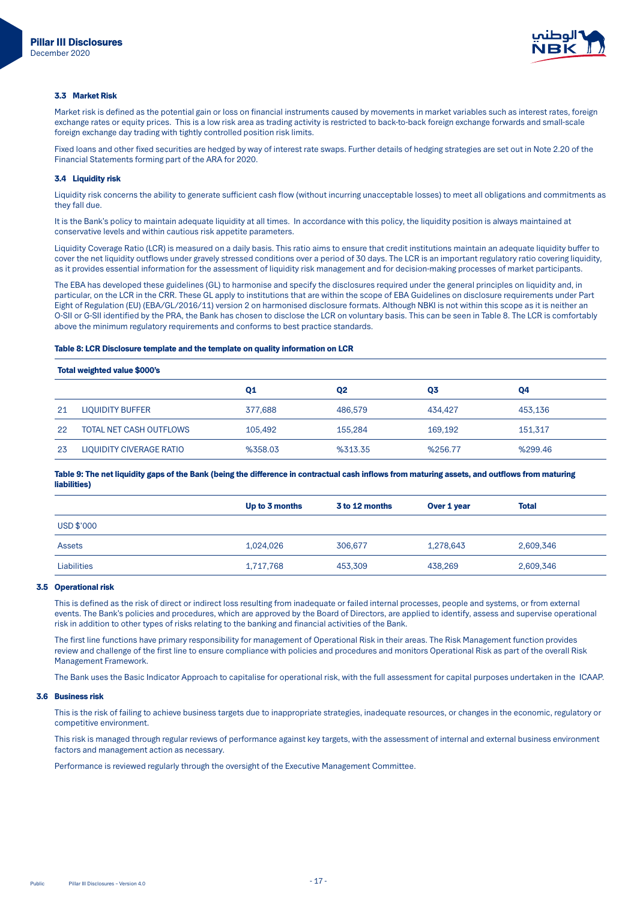### 3.3 Market Risk

Market risk is defined as the potential gain or loss on financial instruments caused by movements in market variables such as interest rates, foreign exchange rates or equity prices. This is a low risk area as trading activity is restricted to back-to-back foreign exchange forwards and small-scale foreign exchange day trading with tightly controlled position risk limits.

Fixed loans and other fixed securities are hedged by way of interest rate swaps. Further details of hedging strategies are set out in Note 2.20 of the Financial Statements forming part of the ARA for 2020.

### 3.4 Liquidity risk

Liquidity risk concerns the ability to generate sufficient cash flow (without incurring unacceptable losses) to meet all obligations and commitments as they fall due.

It is the Bank's policy to maintain adequate liquidity at all times. In accordance with this policy, the liquidity position is always maintained at conservative levels and within cautious risk appetite parameters.

Liquidity Coverage Ratio (LCR) is measured on a daily basis. This ratio aims to ensure that credit institutions maintain an adequate liquidity buffer to cover the net liquidity outflows under gravely stressed conditions over a period of 30 days. The LCR is an important regulatory ratio covering liquidity, as it provides essential information for the assessment of liquidity risk management and for decision-making processes of market participants.

The EBA has developed these guidelines (GL) to harmonise and specify the disclosures required under the general principles on liquidity and, in particular, on the LCR in the CRR. These GL apply to institutions that are within the scope of EBA Guidelines on disclosure requirements under Part Eight of Regulation (EU) (EBA/GL/2016/11) version 2 on harmonised disclosure formats. Although NBKI is not within this scope as it is neither an O-SII or G-SII identified by the PRA, the Bank has chosen to disclose the LCR on voluntary basis. This can be seen in Table 8. The LCR is comfortably above the minimum regulatory requirements and conforms to best practice standards.

**Table 8: LCR Disclosure template and the template on quality information on LCR**

| Total weighted value $000's | | Q1 | Q2 | Q3 | Q4 |
|---|---|---|---|---|---|
| 21 | LIQUIDITY BUFFER | 377,688 | 486,579 | 434,427 | 453,136 |
| 22 | TOTAL NET CASH OUTFLOWS | 105,492 | 155,284 | 169,192 | 151,317 |
| 23 | LIQUIDITY CIVERAGE RATIO | %358.03 | %313.35 | %256.77 | %299.46 |

**Table 9: The net liquidity gaps of the Bank (being the difference in contractual cash inflows from maturing assets, and outflows from maturing liabilities)**

| | Up to 3 months | 3 to 12 months | Over 1 year | Total |
|---|---|---|---|---|
| USD $'000 | | | | |
| Assets | 1,024,026 | 306,677 | 1,278,643 | 2,609,346 |
| Liabilities | 1,717,768 | 453,309 | 438,269 | 2,609,346 |

### 3.5 Operational risk

This is defined as the risk of direct or indirect loss resulting from inadequate or failed internal processes, people and systems, or from external events. The Bank's policies and procedures, which are approved by the Board of Directors, are applied to identify, assess and supervise operational risk in addition to other types of risks relating to the banking and financial activities of the Bank.

The first line functions have primary responsibility for management of Operational Risk in their areas. The Risk Management function provides review and challenge of the first line to ensure compliance with policies and procedures and monitors Operational Risk as part of the overall Risk Management Framework.

The Bank uses the Basic Indicator Approach to capitalise for operational risk, with the full assessment for capital purposes undertaken in the ICAAP.

### 3.6 Business risk

This is the risk of failing to achieve business targets due to inappropriate strategies, inadequate resources, or changes in the economic, regulatory or competitive environment.

This risk is managed through regular reviews of performance against key targets, with the assessment of internal and external business environment factors and management action as necessary.

Performance is reviewed regularly through the oversight of the Executive Management Committee.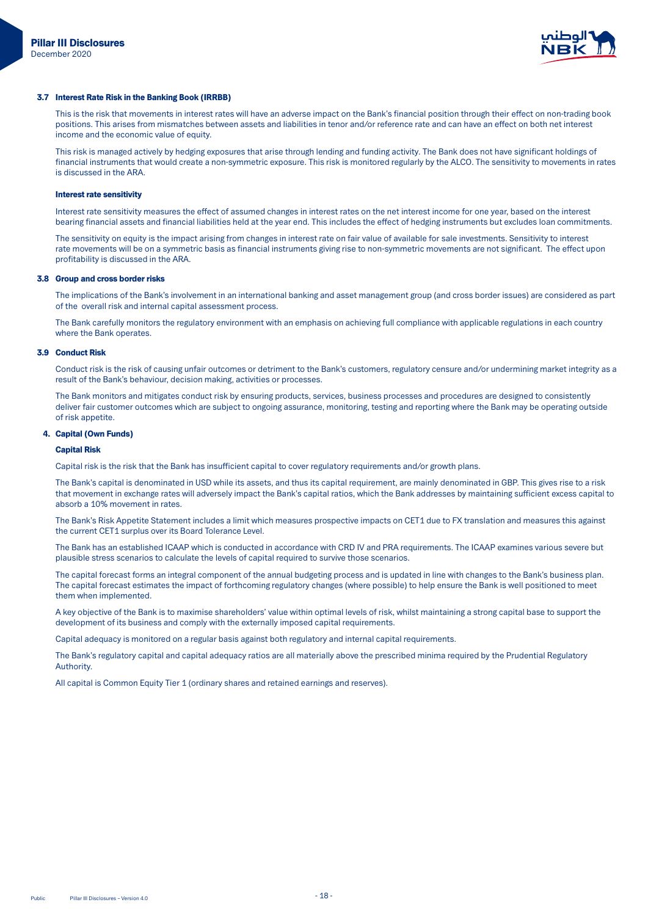### 3.7 Interest Rate Risk in the Banking Book (IRRBB)

This is the risk that movements in interest rates will have an adverse impact on the Bank's financial position through their effect on non-trading book positions. This arises from mismatches between assets and liabilities in tenor and/or reference rate and can have an effect on both net interest income and the economic value of equity.

This risk is managed actively by hedging exposures that arise through lending and funding activity. The Bank does not have significant holdings of financial instruments that would create a non-symmetric exposure. This risk is monitored regularly by the ALCO. The sensitivity to movements in rates is discussed in the ARA.

#### Interest rate sensitivity

Interest rate sensitivity measures the effect of assumed changes in interest rates on the net interest income for one year, based on the interest bearing financial assets and financial liabilities held at the year end. This includes the effect of hedging instruments but excludes loan commitments.

The sensitivity on equity is the impact arising from changes in interest rate on fair value of available for sale investments. Sensitivity to interest rate movements will be on a symmetric basis as financial instruments giving rise to non-symmetric movements are not significant. The effect upon profitability is discussed in the ARA.

### 3.8 Group and cross border risks

The implications of the Bank's involvement in an international banking and asset management group (and cross border issues) are considered as part of the overall risk and internal capital assessment process.

The Bank carefully monitors the regulatory environment with an emphasis on achieving full compliance with applicable regulations in each country where the Bank operates.

### 3.9 Conduct Risk

Conduct risk is the risk of causing unfair outcomes or detriment to the Bank's customers, regulatory censure and/or undermining market integrity as a result of the Bank's behaviour, decision making, activities or processes.

The Bank monitors and mitigates conduct risk by ensuring products, services, business processes and procedures are designed to consistently deliver fair customer outcomes which are subject to ongoing assurance, monitoring, testing and reporting where the Bank may be operating outside of risk appetite.

## 4. Capital (Own Funds)

#### Capital Risk

Capital risk is the risk that the Bank has insufficient capital to cover regulatory requirements and/or growth plans.

The Bank's capital is denominated in USD while its assets, and thus its capital requirement, are mainly denominated in GBP. This gives rise to a risk that movement in exchange rates will adversely impact the Bank's capital ratios, which the Bank addresses by maintaining sufficient excess capital to absorb a 10% movement in rates.

The Bank's Risk Appetite Statement includes a limit which measures prospective impacts on CET1 due to FX translation and measures this against the current CET1 surplus over its Board Tolerance Level.

The Bank has an established ICAAP which is conducted in accordance with CRD IV and PRA requirements. The ICAAP examines various severe but plausible stress scenarios to calculate the levels of capital required to survive those scenarios.

The capital forecast forms an integral component of the annual budgeting process and is updated in line with changes to the Bank's business plan. The capital forecast estimates the impact of forthcoming regulatory changes (where possible) to help ensure the Bank is well positioned to meet them when implemented.

A key objective of the Bank is to maximise shareholders' value within optimal levels of risk, whilst maintaining a strong capital base to support the development of its business and comply with the externally imposed capital requirements.

Capital adequacy is monitored on a regular basis against both regulatory and internal capital requirements.

The Bank's regulatory capital and capital adequacy ratios are all materially above the prescribed minima required by the Prudential Regulatory Authority.

All capital is Common Equity Tier 1 (ordinary shares and retained earnings and reserves).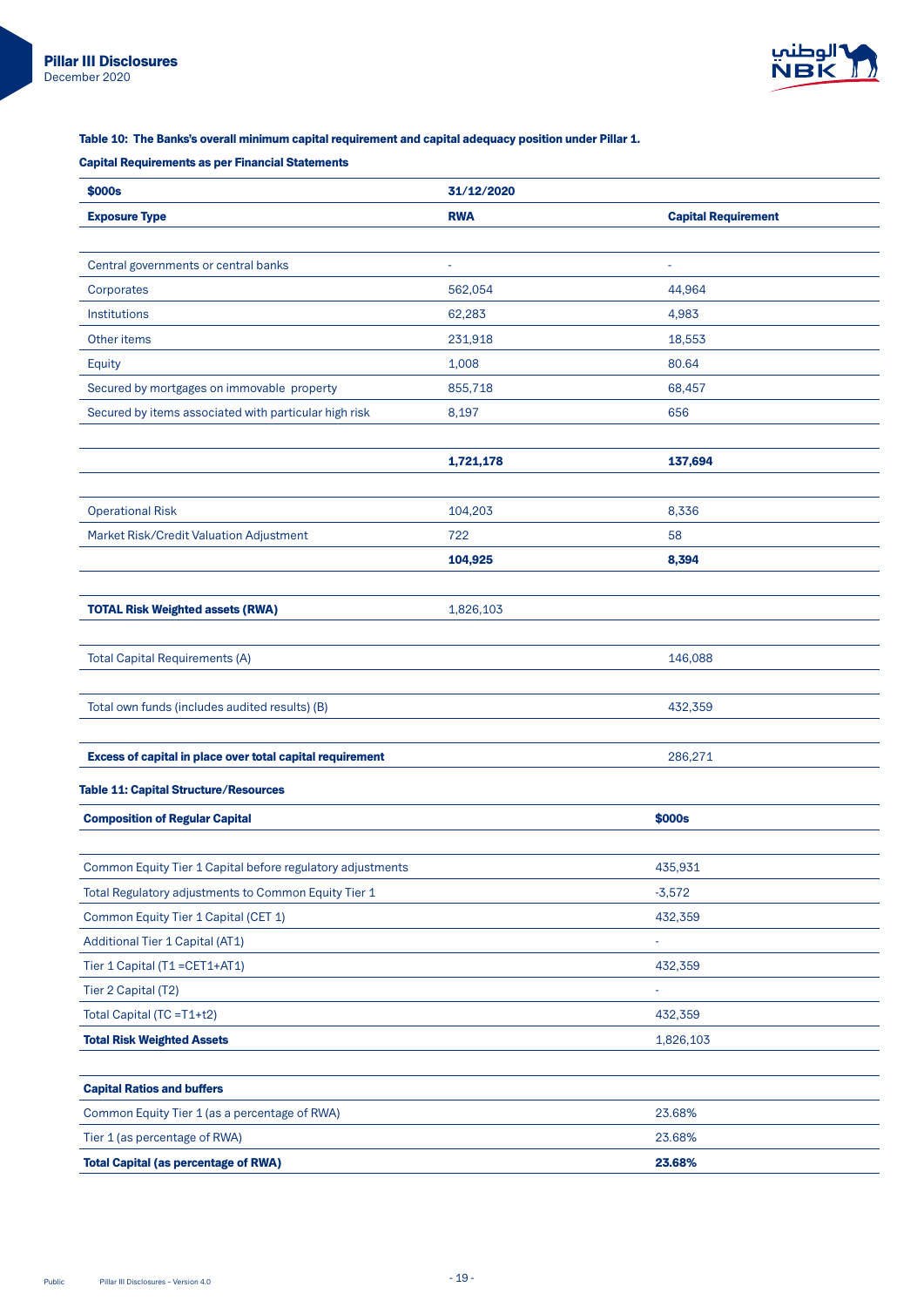#### Table 10: The Banks's overall minimum capital requirement and capital adequacy position under Pillar 1.

**Capital Requirements as per Financial Statements**

| **$000s** | **31/12/2020** | |
|---|---|---|
| **Exposure Type** | **RWA** | **Capital Requirement** |
| | | |
| Central governments or central banks | - | - |
| Corporates | 562,054 | 44,964 |
| Institutions | 62,283 | 4,983 |
| Other items | 231,918 | 18,553 |
| Equity | 1,008 | 80.64 |
| Secured by mortgages on immovable property | 855,718 | 68,457 |
| Secured by items associated with particular high risk | 8,197 | 656 |
| | | |
| | **1,721,178** | **137,694** |
| | | |
| Operational Risk | 104,203 | 8,336 |
| Market Risk/Credit Valuation Adjustment | 722 | 58 |
| | **104,925** | **8,394** |
| | | |
| **TOTAL Risk Weighted assets (RWA)** | 1,826,103 | |
| | | |
| Total Capital Requirements (A) | | 146,088 |
| | | |
| Total own funds (includes audited results) (B) | | 432,359 |
| | | |
| **Excess of capital in place over total capital requirement** | | 286,271 |

#### Table 11: Capital Structure/Resources

| **Composition of Regular Capital** | **$000s** |
|---|---|
| | |
| Common Equity Tier 1 Capital before regulatory adjustments | 435,931 |
| Total Regulatory adjustments to Common Equity Tier 1 | -3,572 |
| Common Equity Tier 1 Capital (CET 1) | 432,359 |
| Additional Tier 1 Capital (AT1) | - |
| Tier 1 Capital (T1 =CET1+AT1) | 432,359 |
| Tier 2 Capital (T2) | - |
| Total Capital (TC =T1+t2) | 432,359 |
| **Total Risk Weighted Assets** | 1,826,103 |
| | |
| **Capital Ratios and buffers** | |
| Common Equity Tier 1 (as a percentage of RWA) | 23.68% |
| Tier 1 (as percentage of RWA) | 23.68% |
| **Total Capital (as percentage of RWA)** | **23.68%** |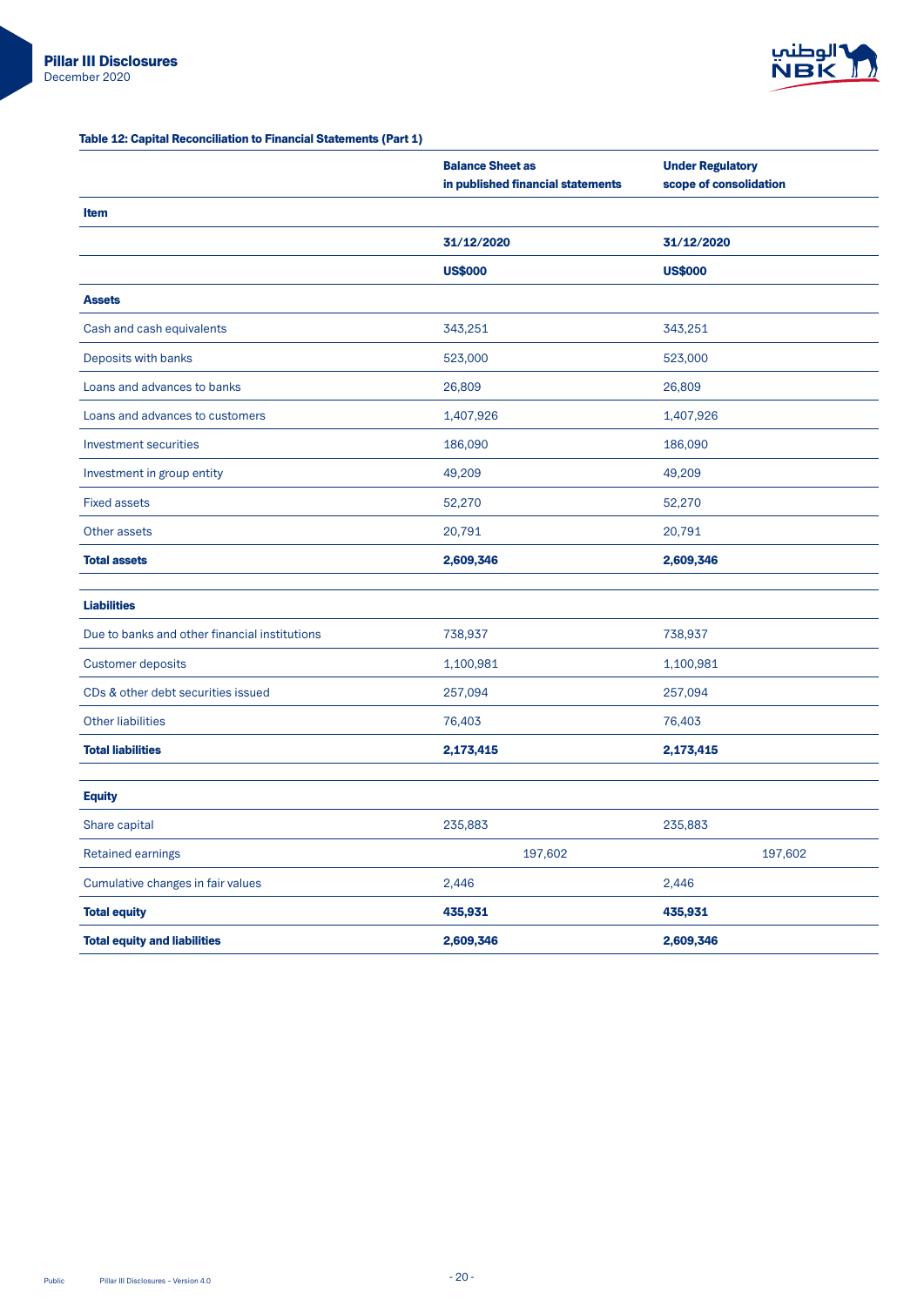**Table 12: Capital Reconciliation to Financial Statements (Part 1)**

| Item | Balance Sheet as in published financial statements | Under Regulatory scope of consolidation |
|---|---|---|
| | **31/12/2020** | **31/12/2020** |
| | **US$000** | **US$000** |
| **Assets** | | |
| Cash and cash equivalents | 343,251 | 343,251 |
| Deposits with banks | 523,000 | 523,000 |
| Loans and advances to banks | 26,809 | 26,809 |
| Loans and advances to customers | 1,407,926 | 1,407,926 |
| Investment securities | 186,090 | 186,090 |
| Investment in group entity | 49,209 | 49,209 |
| Fixed assets | 52,270 | 52,270 |
| Other assets | 20,791 | 20,791 |
| **Total assets** | **2,609,346** | **2,609,346** |
| **Liabilities** | | |
| Due to banks and other financial institutions | 738,937 | 738,937 |
| Customer deposits | 1,100,981 | 1,100,981 |
| CDs & other debt securities issued | 257,094 | 257,094 |
| Other liabilities | 76,403 | 76,403 |
| **Total liabilities** | **2,173,415** | **2,173,415** |
| **Equity** | | |
| Share capital | 235,883 | 235,883 |
| Retained earnings | 197,602 | 197,602 |
| Cumulative changes in fair values | 2,446 | 2,446 |
| **Total equity** | **435,931** | **435,931** |
| **Total equity and liabilities** | **2,609,346** | **2,609,346** |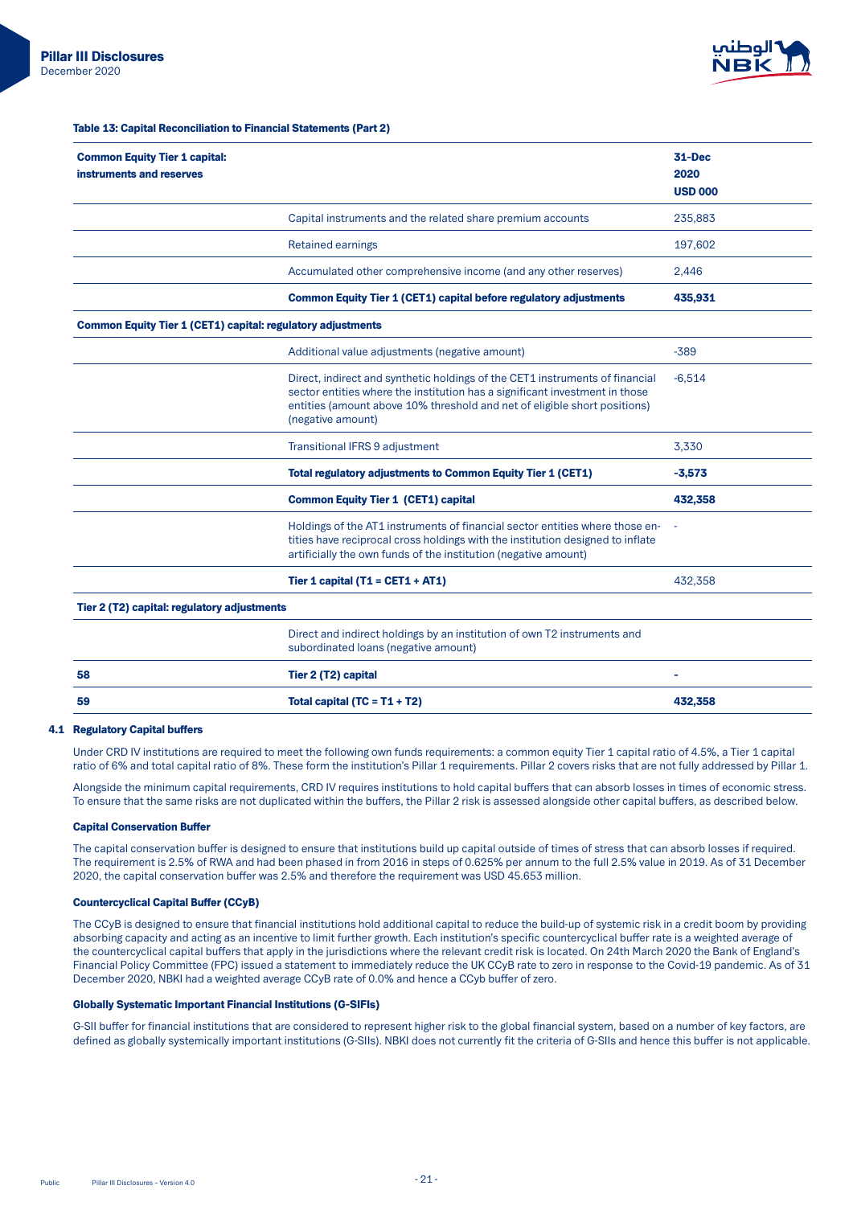**Table 13: Capital Reconciliation to Financial Statements (Part 2)**

| **Common Equity Tier 1 capital: instruments and reserves** | | **31-Dec 2020 USD 000** |
|---|---|---|
| | Capital instruments and the related share premium accounts | 235,883 |
| | Retained earnings | 197,602 |
| | Accumulated other comprehensive income (and any other reserves) | 2,446 |
| | **Common Equity Tier 1 (CET1) capital before regulatory adjustments** | **435,931** |
| **Common Equity Tier 1 (CET1) capital: regulatory adjustments** | | |
| | Additional value adjustments (negative amount) | -389 |
| | Direct, indirect and synthetic holdings of the CET1 instruments of financial sector entities where the institution has a significant investment in those entities (amount above 10% threshold and net of eligible short positions) (negative amount) | -6,514 |
| | Transitional IFRS 9 adjustment | 3,330 |
| | **Total regulatory adjustments to Common Equity Tier 1 (CET1)** | **-3,573** |
| | **Common Equity Tier 1 (CET1) capital** | **432,358** |
| | Holdings of the AT1 instruments of financial sector entities where those entities have reciprocal cross holdings with the institution designed to inflate artificially the own funds of the institution (negative amount) | - |
| | **Tier 1 capital (T1 = CET1 + AT1)** | 432,358 |
| **Tier 2 (T2) capital: regulatory adjustments** | | |
| | Direct and indirect holdings by an institution of own T2 instruments and subordinated loans (negative amount) | |
| **58** | **Tier 2 (T2) capital** | **-** |
| **59** | **Total capital (TC = T1 + T2)** | **432,358** |

### 4.1 Regulatory Capital buffers

Under CRD IV institutions are required to meet the following own funds requirements: a common equity Tier 1 capital ratio of 4.5%, a Tier 1 capital ratio of 6% and total capital ratio of 8%. These form the institution's Pillar 1 requirements. Pillar 2 covers risks that are not fully addressed by Pillar 1.

Alongside the minimum capital requirements, CRD IV requires institutions to hold capital buffers that can absorb losses in times of economic stress. To ensure that the same risks are not duplicated within the buffers, the Pillar 2 risk is assessed alongside other capital buffers, as described below.

#### Capital Conservation Buffer

The capital conservation buffer is designed to ensure that institutions build up capital outside of times of stress that can absorb losses if required. The requirement is 2.5% of RWA and had been phased in from 2016 in steps of 0.625% per annum to the full 2.5% value in 2019. As of 31 December 2020, the capital conservation buffer was 2.5% and therefore the requirement was USD 45.653 million.

#### Countercyclical Capital Buffer (CCyB)

The CCyB is designed to ensure that financial institutions hold additional capital to reduce the build-up of systemic risk in a credit boom by providing absorbing capacity and acting as an incentive to limit further growth. Each institution's specific countercyclical buffer rate is a weighted average of the countercyclical capital buffers that apply in the jurisdictions where the relevant credit risk is located. On 24th March 2020 the Bank of England's Financial Policy Committee (FPC) issued a statement to immediately reduce the UK CCyB rate to zero in response to the Covid-19 pandemic. As of 31 December 2020, NBKI had a weighted average CCyB rate of 0.0% and hence a CCyb buffer of zero.

#### Globally Systematic Important Financial Institutions (G-SIFIs)

G-SII buffer for financial institutions that are considered to represent higher risk to the global financial system, based on a number of key factors, are defined as globally systemically important institutions (G-SIIs). NBKI does not currently fit the criteria of G-SIIs and hence this buffer is not applicable.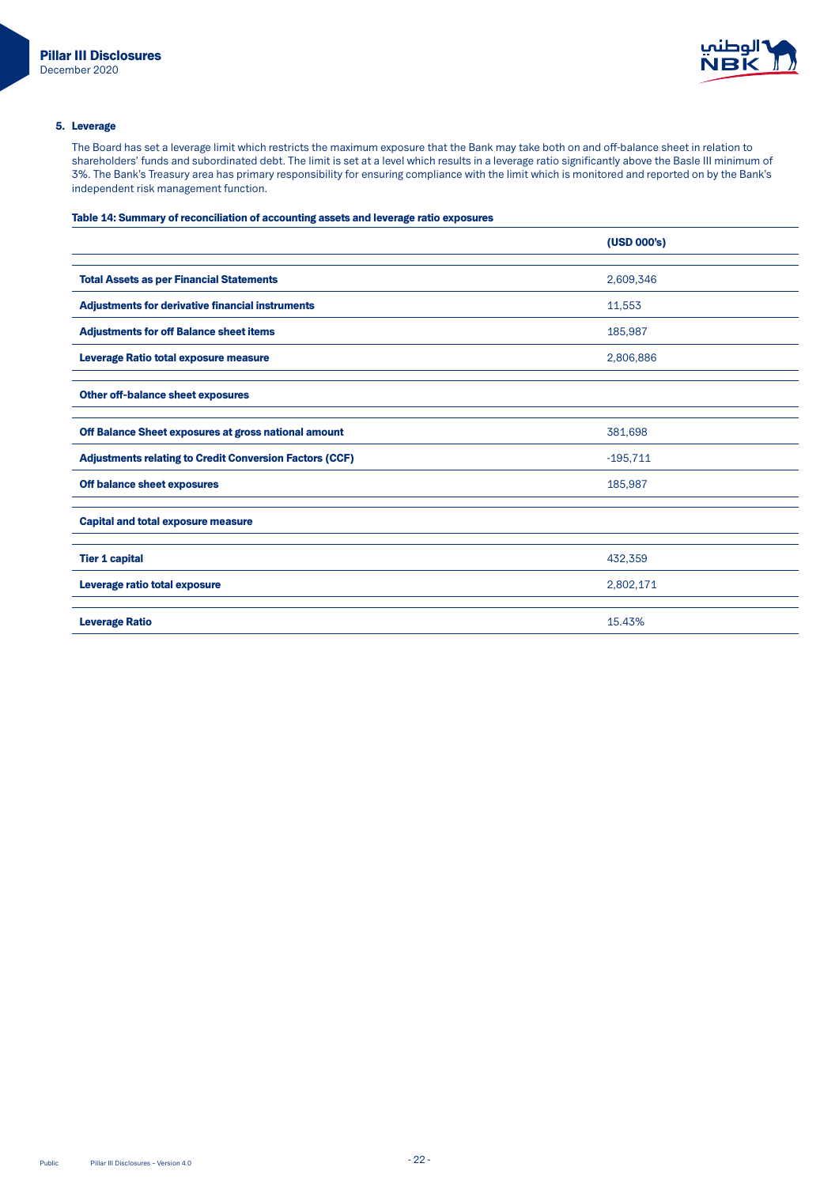## 5. Leverage

The Board has set a leverage limit which restricts the maximum exposure that the Bank may take both on and off-balance sheet in relation to shareholders' funds and subordinated debt. The limit is set at a level which results in a leverage ratio significantly above the Basle III minimum of 3%. The Bank's Treasury area has primary responsibility for ensuring compliance with the limit which is monitored and reported on by the Bank's independent risk management function.

**Table 14: Summary of reconciliation of accounting assets and leverage ratio exposures**

| | (USD 000's) |
|---|---|
| **Total Assets as per Financial Statements** | 2,609,346 |
| **Adjustments for derivative financial instruments** | 11,553 |
| **Adjustments for off Balance sheet items** | 185,987 |
| **Leverage Ratio total exposure measure** | 2,806,886 |
| **Other off-balance sheet exposures** | |
| **Off Balance Sheet exposures at gross national amount** | 381,698 |
| **Adjustments relating to Credit Conversion Factors (CCF)** | -195,711 |
| **Off balance sheet exposures** | 185,987 |
| **Capital and total exposure measure** | |
| **Tier 1 capital** | 432,359 |
| **Leverage ratio total exposure** | 2,802,171 |
| **Leverage Ratio** | 15.43% |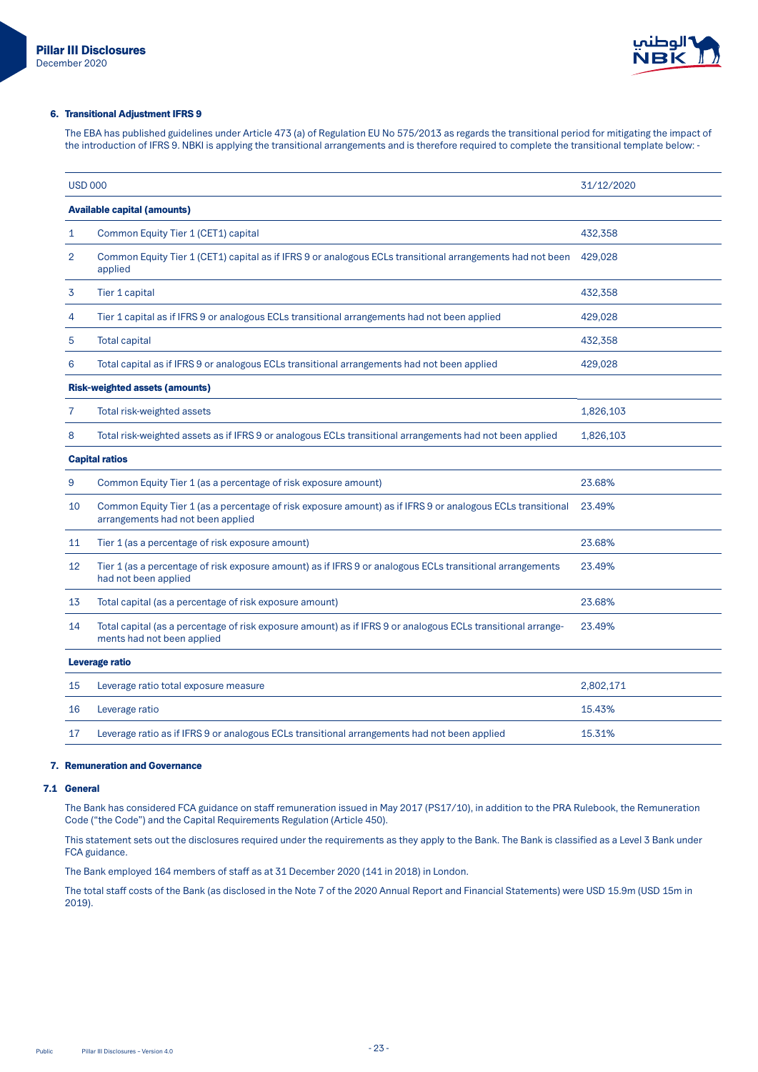## 6. Transitional Adjustment IFRS 9

The EBA has published guidelines under Article 473 (a) of Regulation EU No 575/2013 as regards the transitional period for mitigating the impact of the introduction of IFRS 9. NBKI is applying the transitional arrangements and is therefore required to complete the transitional template below: -

| USD 000 | | 31/12/2020 |
|---|---|---|
| **Available capital (amounts)** | | |
| 1 | Common Equity Tier 1 (CET1) capital | 432,358 |
| 2 | Common Equity Tier 1 (CET1) capital as if IFRS 9 or analogous ECLs transitional arrangements had not been applied | 429,028 |
| 3 | Tier 1 capital | 432,358 |
| 4 | Tier 1 capital as if IFRS 9 or analogous ECLs transitional arrangements had not been applied | 429,028 |
| 5 | Total capital | 432,358 |
| 6 | Total capital as if IFRS 9 or analogous ECLs transitional arrangements had not been applied | 429,028 |
| **Risk-weighted assets (amounts)** | | |
| 7 | Total risk-weighted assets | 1,826,103 |
| 8 | Total risk-weighted assets as if IFRS 9 or analogous ECLs transitional arrangements had not been applied | 1,826,103 |
| **Capital ratios** | | |
| 9 | Common Equity Tier 1 (as a percentage of risk exposure amount) | 23.68% |
| 10 | Common Equity Tier 1 (as a percentage of risk exposure amount) as if IFRS 9 or analogous ECLs transitional arrangements had not been applied | 23.49% |
| 11 | Tier 1 (as a percentage of risk exposure amount) | 23.68% |
| 12 | Tier 1 (as a percentage of risk exposure amount) as if IFRS 9 or analogous ECLs transitional arrangements had not been applied | 23.49% |
| 13 | Total capital (as a percentage of risk exposure amount) | 23.68% |
| 14 | Total capital (as a percentage of risk exposure amount) as if IFRS 9 or analogous ECLs transitional arrangements had not been applied | 23.49% |
| **Leverage ratio** | | |
| 15 | Leverage ratio total exposure measure | 2,802,171 |
| 16 | Leverage ratio | 15.43% |
| 17 | Leverage ratio as if IFRS 9 or analogous ECLs transitional arrangements had not been applied | 15.31% |

## 7. Remuneration and Governance

### 7.1 General

The Bank has considered FCA guidance on staff remuneration issued in May 2017 (PS17/10), in addition to the PRA Rulebook, the Remuneration Code ("the Code") and the Capital Requirements Regulation (Article 450).

This statement sets out the disclosures required under the requirements as they apply to the Bank. The Bank is classified as a Level 3 Bank under FCA guidance.

The Bank employed 164 members of staff as at 31 December 2020 (141 in 2018) in London.

The total staff costs of the Bank (as disclosed in the Note 7 of the 2020 Annual Report and Financial Statements) were USD 15.9m (USD 15m in 2019).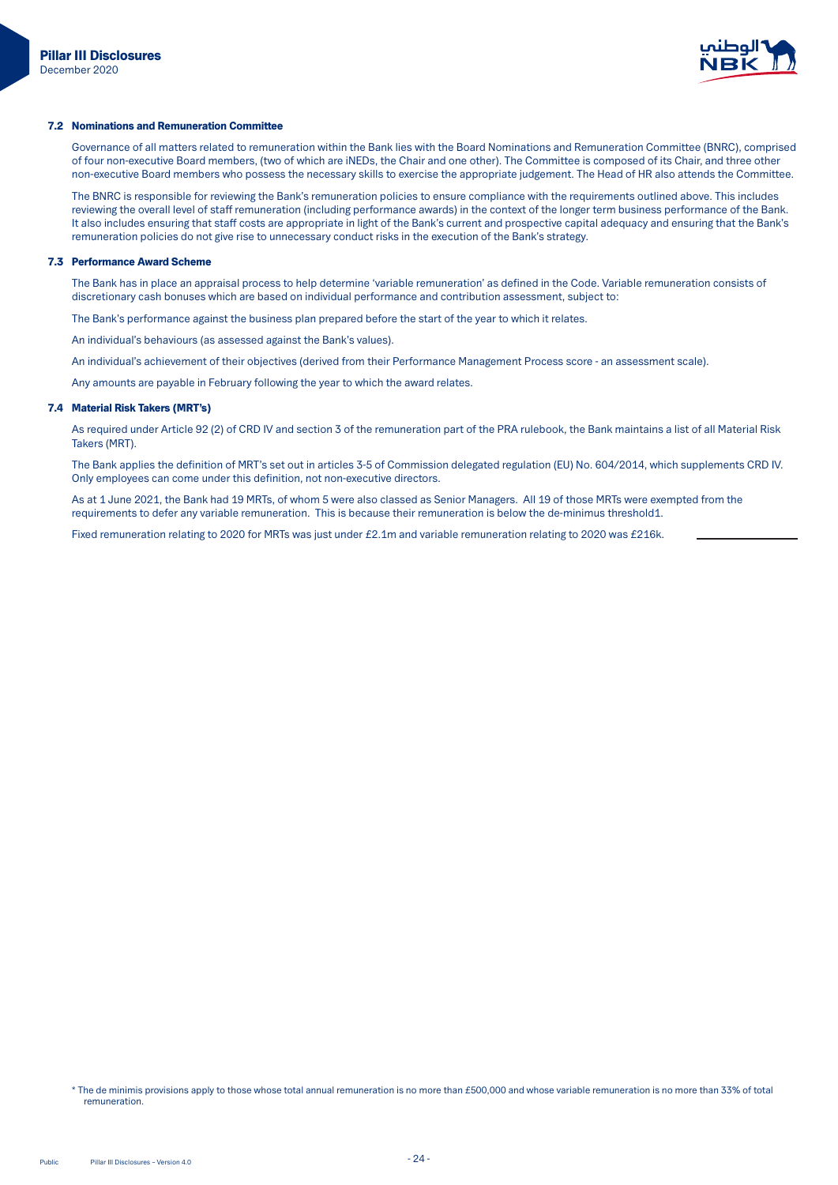### 7.2 Nominations and Remuneration Committee

Governance of all matters related to remuneration within the Bank lies with the Board Nominations and Remuneration Committee (BNRC), comprised of four non-executive Board members, (two of which are iNEDs, the Chair and one other). The Committee is composed of its Chair, and three other non-executive Board members who possess the necessary skills to exercise the appropriate judgement. The Head of HR also attends the Committee.

The BNRC is responsible for reviewing the Bank's remuneration policies to ensure compliance with the requirements outlined above. This includes reviewing the overall level of staff remuneration (including performance awards) in the context of the longer term business performance of the Bank. It also includes ensuring that staff costs are appropriate in light of the Bank's current and prospective capital adequacy and ensuring that the Bank's remuneration policies do not give rise to unnecessary conduct risks in the execution of the Bank's strategy.

### 7.3 Performance Award Scheme

The Bank has in place an appraisal process to help determine 'variable remuneration' as defined in the Code. Variable remuneration consists of discretionary cash bonuses which are based on individual performance and contribution assessment, subject to:

The Bank's performance against the business plan prepared before the start of the year to which it relates.

An individual's behaviours (as assessed against the Bank's values).

An individual's achievement of their objectives (derived from their Performance Management Process score - an assessment scale).

Any amounts are payable in February following the year to which the award relates.

### 7.4 Material Risk Takers (MRT's)

As required under Article 92 (2) of CRD IV and section 3 of the remuneration part of the PRA rulebook, the Bank maintains a list of all Material Risk Takers (MRT).

The Bank applies the definition of MRT's set out in articles 3-5 of Commission delegated regulation (EU) No. 604/2014, which supplements CRD IV. Only employees can come under this definition, not non-executive directors.

As at 1 June 2021, the Bank had 19 MRTs, of whom 5 were also classed as Senior Managers. All 19 of those MRTs were exempted from the requirements to defer any variable remuneration. This is because their remuneration is below the de-minimus threshold1.

Fixed remuneration relating to 2020 for MRTs was just under £2.1m and variable remuneration relating to 2020 was £216k.

---

* The de minimis provisions apply to those whose total annual remuneration is no more than £500,000 and whose variable remuneration is no more than 33% of total remuneration.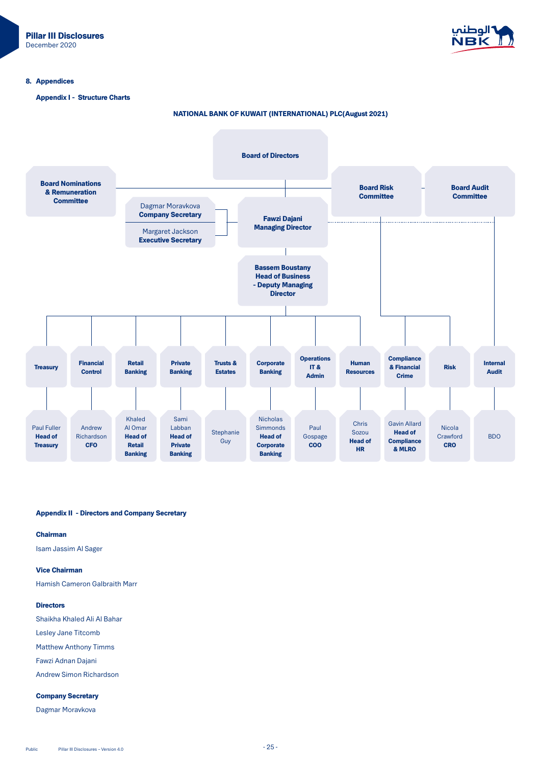## 8. Appendices

### Appendix I - Structure Charts

**NATIONAL BANK OF KUWAIT (INTERNATIONAL) PLC(August 2021)**

**Board of Directors**

**Board Nominations & Remuneration Committee**

**Board Risk Committee**

**Board Audit Committee**

Dagmar Moravkova
**Company Secretary**

Margaret Jackson
**Executive Secretary**

**Fawzi Dajani**
**Managing Director**

**Bassem Boustany**
**Head of Business - Deputy Managing Director**

**Treasury**
Paul Fuller
**Head of Treasury**

**Financial Control**
Andrew Richardson
**CFO**

**Retail Banking**
Khaled Al Omar
**Head of Retail Banking**

**Private Banking**
Sami Labban
**Head of Private Banking**

**Trusts & Estates**
Stephanie Guy

**Corporate Banking**
Nicholas Simmonds
**Head of Corporate Banking**

**Operations IT & Admin**
Paul Gospage
**COO**

**Human Resources**
Chris Sozou
**Head of HR**

**Compliance & Financial Crime**
Gavin Allard
**Head of Compliance & MLRO**

**Risk**
Nicola Crawford
**CRO**

**Internal Audit**
BDO

### Appendix II - Directors and Company Secretary

**Chairman**

Isam Jassim Al Sager

**Vice Chairman**

Hamish Cameron Galbraith Marr

**Directors**

Shaikha Khaled Ali Al Bahar

Lesley Jane Titcomb

Matthew Anthony Timms

Fawzi Adnan Dajani

Andrew Simon Richardson

**Company Secretary**

Dagmar Moravkova